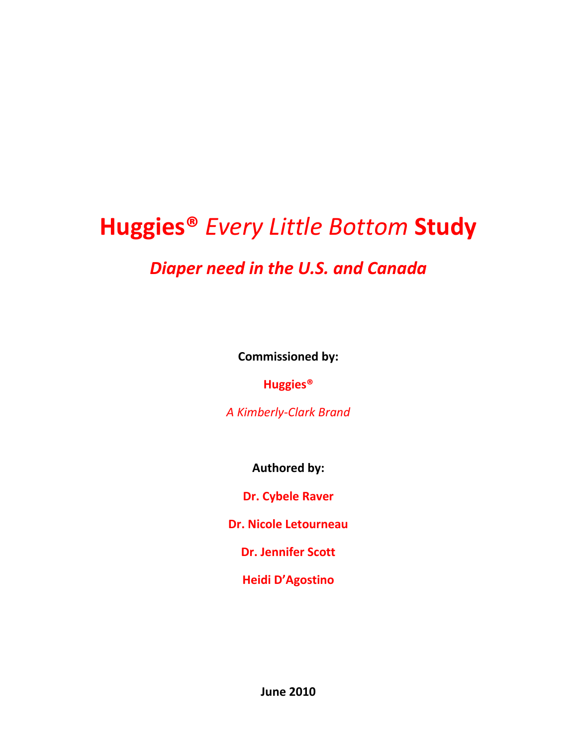# **Huggies®** *Every Little Bottom* **Study**

## ***Diaper need in the U.S. and Canada***

**Commissioned by:**

**Huggies®**

*A Kimberly-Clark Brand*

**Authored by:**

**Dr. Cybele Raver**

**Dr. Nicole Letourneau**

**Dr. Jennifer Scott**

**Heidi D'Agostino**

**June 2010**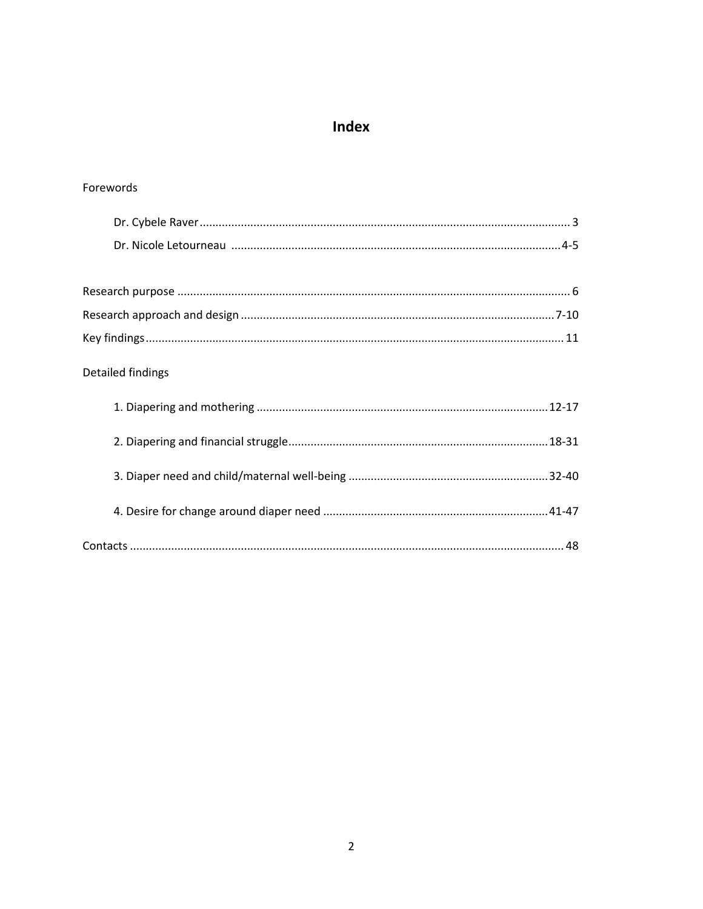# Index

Forewords

- Dr. Cybele Raver .................................................................................................................... 3
- Dr. Nicole Letourneau ..................................................................................................... 4-5

Research purpose ........................................................................................................................... 6

Research approach and design .................................................................................................. 7-10

Key findings .................................................................................................................................. 11

Detailed findings

1. Diapering and mothering ........................................................................................... 12-17
2. Diapering and financial struggle ................................................................................. 18-31
3. Diaper need and child/maternal well-being .............................................................. 32-40
4. Desire for change around diaper need ...................................................................... 41-47

Contacts ........................................................................................................................................ 48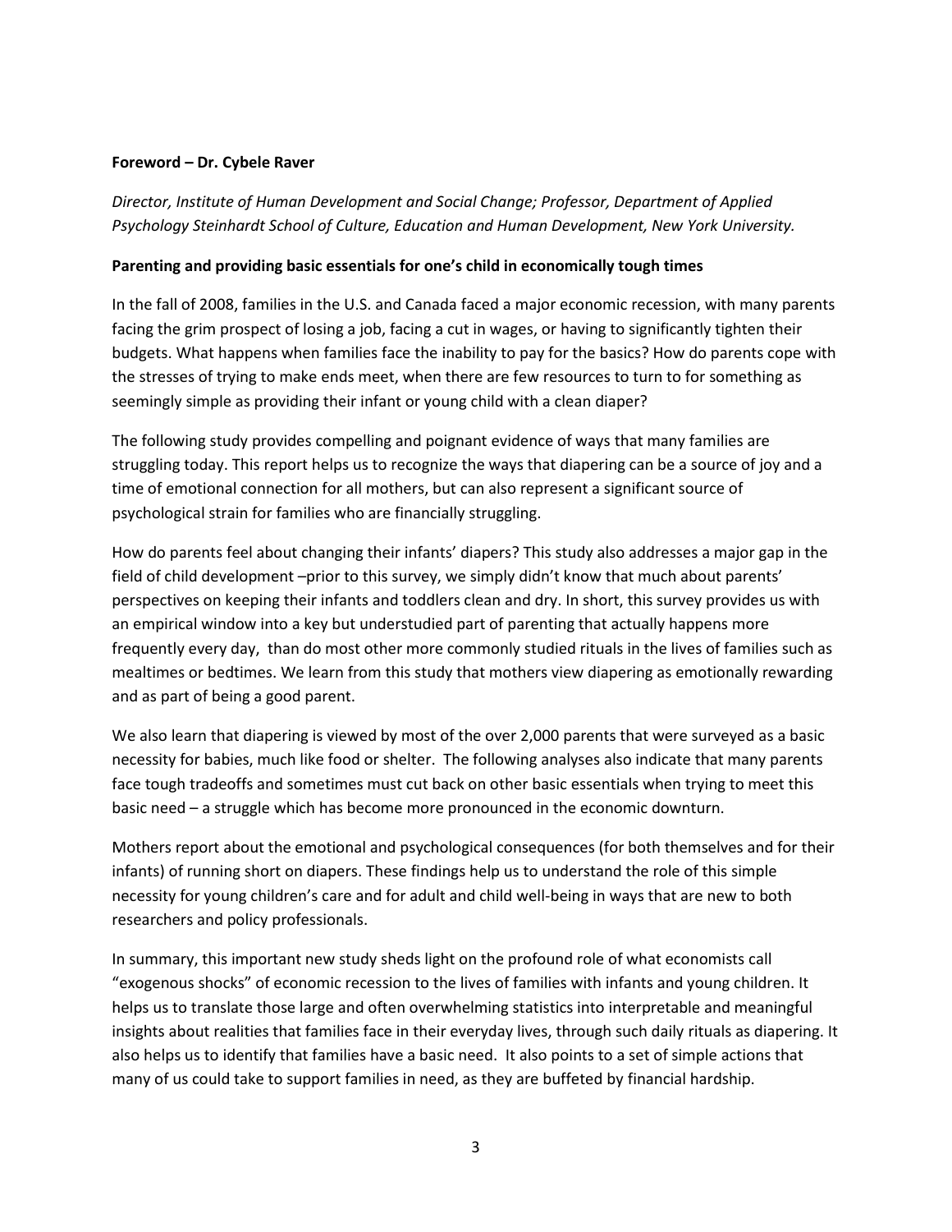**Foreword – Dr. Cybele Raver**

*Director, Institute of Human Development and Social Change; Professor, Department of Applied Psychology Steinhardt School of Culture, Education and Human Development, New York University.*

**Parenting and providing basic essentials for one's child in economically tough times**

In the fall of 2008, families in the U.S. and Canada faced a major economic recession, with many parents facing the grim prospect of losing a job, facing a cut in wages, or having to significantly tighten their budgets. What happens when families face the inability to pay for the basics? How do parents cope with the stresses of trying to make ends meet, when there are few resources to turn to for something as seemingly simple as providing their infant or young child with a clean diaper?

The following study provides compelling and poignant evidence of ways that many families are struggling today. This report helps us to recognize the ways that diapering can be a source of joy and a time of emotional connection for all mothers, but can also represent a significant source of psychological strain for families who are financially struggling.

How do parents feel about changing their infants' diapers? This study also addresses a major gap in the field of child development –prior to this survey, we simply didn't know that much about parents' perspectives on keeping their infants and toddlers clean and dry. In short, this survey provides us with an empirical window into a key but understudied part of parenting that actually happens more frequently every day, than do most other more commonly studied rituals in the lives of families such as mealtimes or bedtimes. We learn from this study that mothers view diapering as emotionally rewarding and as part of being a good parent.

We also learn that diapering is viewed by most of the over 2,000 parents that were surveyed as a basic necessity for babies, much like food or shelter. The following analyses also indicate that many parents face tough tradeoffs and sometimes must cut back on other basic essentials when trying to meet this basic need – a struggle which has become more pronounced in the economic downturn.

Mothers report about the emotional and psychological consequences (for both themselves and for their infants) of running short on diapers. These findings help us to understand the role of this simple necessity for young children's care and for adult and child well-being in ways that are new to both researchers and policy professionals.

In summary, this important new study sheds light on the profound role of what economists call "exogenous shocks" of economic recession to the lives of families with infants and young children. It helps us to translate those large and often overwhelming statistics into interpretable and meaningful insights about realities that families face in their everyday lives, through such daily rituals as diapering. It also helps us to identify that families have a basic need. It also points to a set of simple actions that many of us could take to support families in need, as they are buffeted by financial hardship.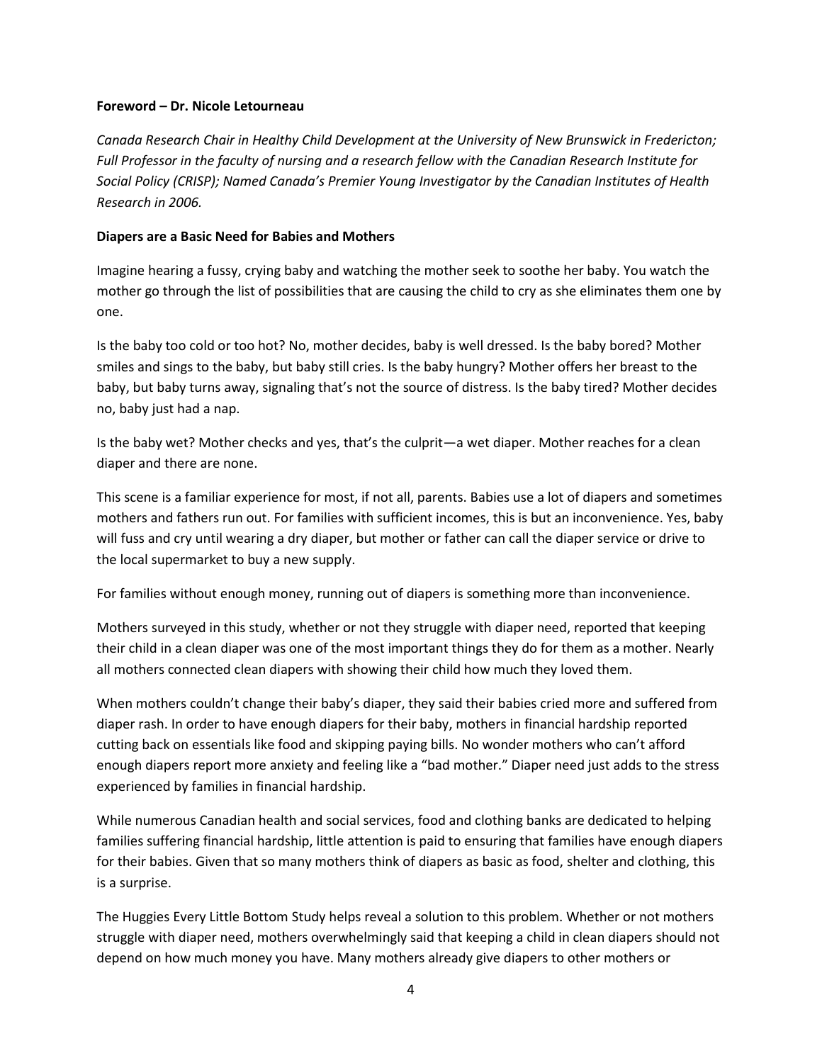**Foreword – Dr. Nicole Letourneau**

*Canada Research Chair in Healthy Child Development at the University of New Brunswick in Fredericton; Full Professor in the faculty of nursing and a research fellow with the Canadian Research Institute for Social Policy (CRISP); Named Canada's Premier Young Investigator by the Canadian Institutes of Health Research in 2006.*

**Diapers are a Basic Need for Babies and Mothers**

Imagine hearing a fussy, crying baby and watching the mother seek to soothe her baby. You watch the mother go through the list of possibilities that are causing the child to cry as she eliminates them one by one.

Is the baby too cold or too hot? No, mother decides, baby is well dressed. Is the baby bored? Mother smiles and sings to the baby, but baby still cries. Is the baby hungry? Mother offers her breast to the baby, but baby turns away, signaling that's not the source of distress. Is the baby tired? Mother decides no, baby just had a nap.

Is the baby wet? Mother checks and yes, that's the culprit—a wet diaper. Mother reaches for a clean diaper and there are none.

This scene is a familiar experience for most, if not all, parents. Babies use a lot of diapers and sometimes mothers and fathers run out. For families with sufficient incomes, this is but an inconvenience. Yes, baby will fuss and cry until wearing a dry diaper, but mother or father can call the diaper service or drive to the local supermarket to buy a new supply.

For families without enough money, running out of diapers is something more than inconvenience.

Mothers surveyed in this study, whether or not they struggle with diaper need, reported that keeping their child in a clean diaper was one of the most important things they do for them as a mother. Nearly all mothers connected clean diapers with showing their child how much they loved them.

When mothers couldn't change their baby's diaper, they said their babies cried more and suffered from diaper rash. In order to have enough diapers for their baby, mothers in financial hardship reported cutting back on essentials like food and skipping paying bills. No wonder mothers who can't afford enough diapers report more anxiety and feeling like a "bad mother." Diaper need just adds to the stress experienced by families in financial hardship.

While numerous Canadian health and social services, food and clothing banks are dedicated to helping families suffering financial hardship, little attention is paid to ensuring that families have enough diapers for their babies. Given that so many mothers think of diapers as basic as food, shelter and clothing, this is a surprise.

The Huggies Every Little Bottom Study helps reveal a solution to this problem. Whether or not mothers struggle with diaper need, mothers overwhelmingly said that keeping a child in clean diapers should not depend on how much money you have. Many mothers already give diapers to other mothers or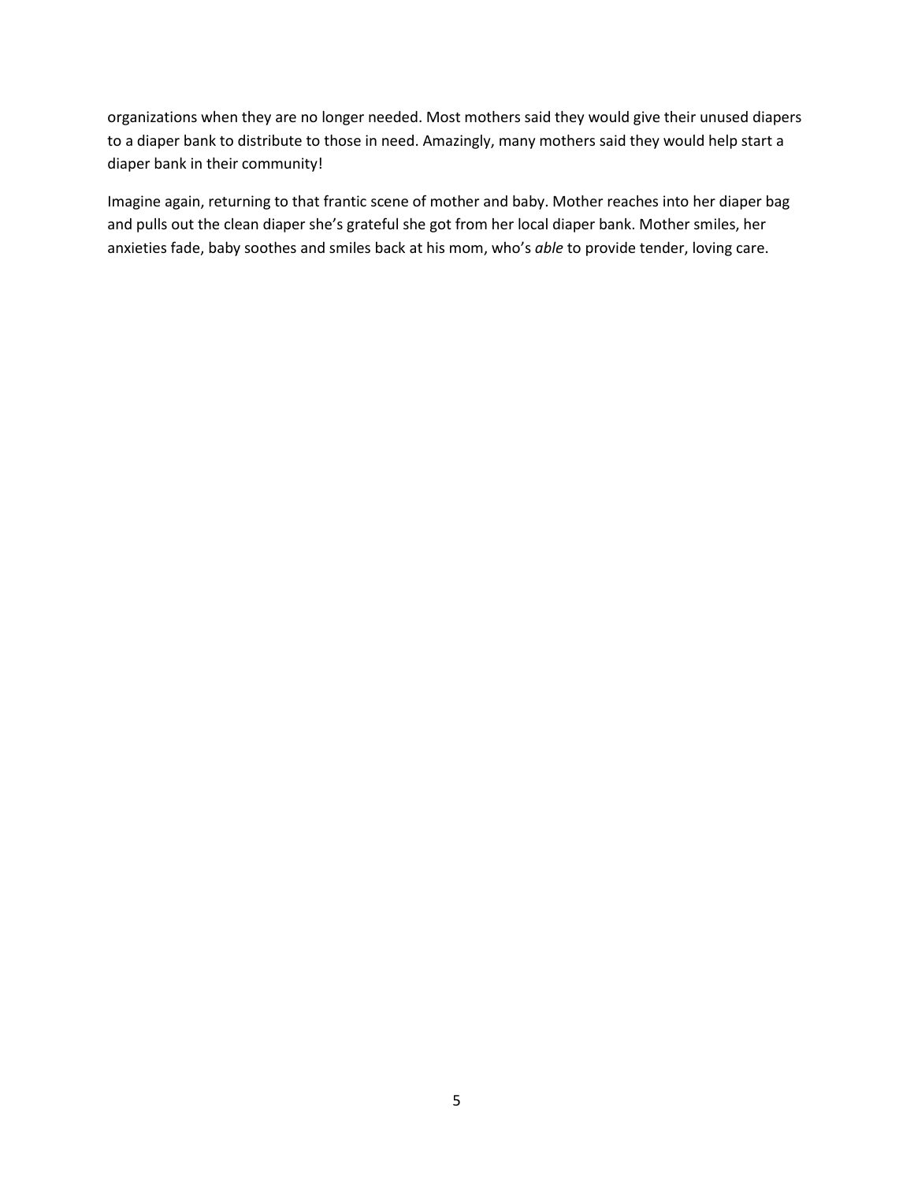organizations when they are no longer needed. Most mothers said they would give their unused diapers to a diaper bank to distribute to those in need. Amazingly, many mothers said they would help start a diaper bank in their community!

Imagine again, returning to that frantic scene of mother and baby. Mother reaches into her diaper bag and pulls out the clean diaper she's grateful she got from her local diaper bank. Mother smiles, her anxieties fade, baby soothes and smiles back at his mom, who's *able* to provide tender, loving care.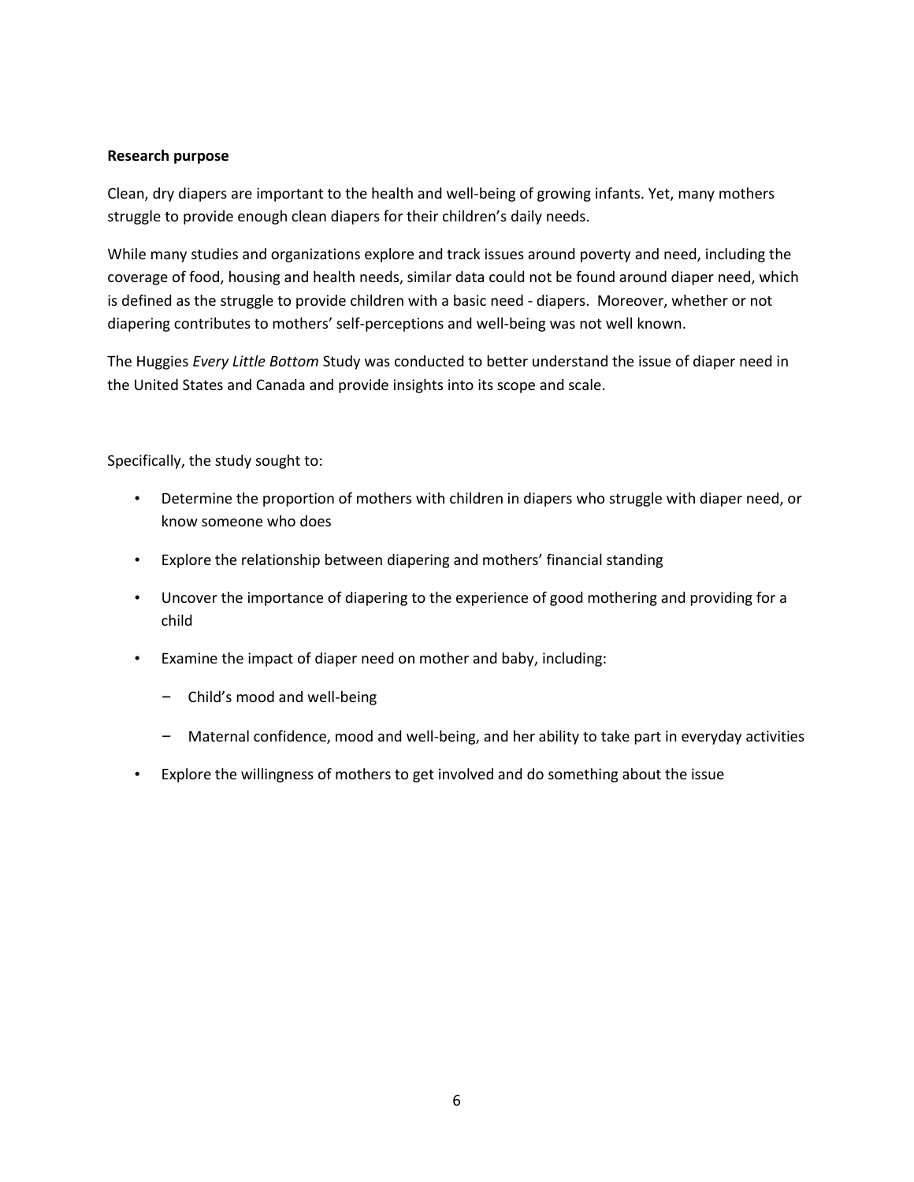**Research purpose**

Clean, dry diapers are important to the health and well-being of growing infants. Yet, many mothers struggle to provide enough clean diapers for their children's daily needs.

While many studies and organizations explore and track issues around poverty and need, including the coverage of food, housing and health needs, similar data could not be found around diaper need, which is defined as the struggle to provide children with a basic need - diapers. Moreover, whether or not diapering contributes to mothers' self-perceptions and well-being was not well known.

The Huggies *Every Little Bottom* Study was conducted to better understand the issue of diaper need in the United States and Canada and provide insights into its scope and scale.

Specifically, the study sought to:

- Determine the proportion of mothers with children in diapers who struggle with diaper need, or know someone who does
- Explore the relationship between diapering and mothers' financial standing
- Uncover the importance of diapering to the experience of good mothering and providing for a child
- Examine the impact of diaper need on mother and baby, including:
  - Child's mood and well-being
  - Maternal confidence, mood and well-being, and her ability to take part in everyday activities
- Explore the willingness of mothers to get involved and do something about the issue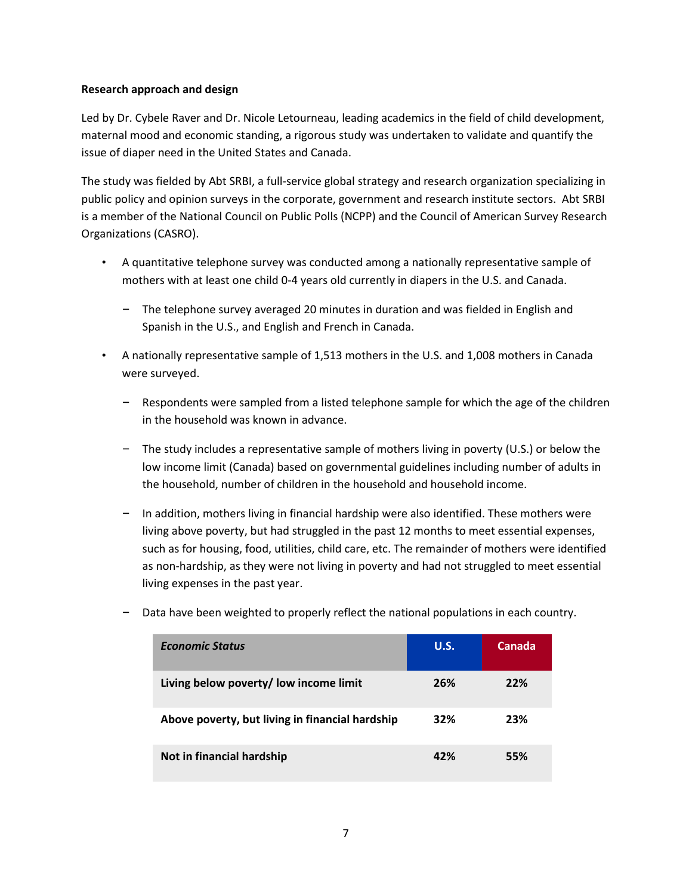**Research approach and design**

Led by Dr. Cybele Raver and Dr. Nicole Letourneau, leading academics in the field of child development, maternal mood and economic standing, a rigorous study was undertaken to validate and quantify the issue of diaper need in the United States and Canada.

The study was fielded by Abt SRBI, a full-service global strategy and research organization specializing in public policy and opinion surveys in the corporate, government and research institute sectors. Abt SRBI is a member of the National Council on Public Polls (NCPP) and the Council of American Survey Research Organizations (CASRO).

- A quantitative telephone survey was conducted among a nationally representative sample of mothers with at least one child 0-4 years old currently in diapers in the U.S. and Canada.
  - The telephone survey averaged 20 minutes in duration and was fielded in English and Spanish in the U.S., and English and French in Canada.
- A nationally representative sample of 1,513 mothers in the U.S. and 1,008 mothers in Canada were surveyed.
  - Respondents were sampled from a listed telephone sample for which the age of the children in the household was known in advance.
  - The study includes a representative sample of mothers living in poverty (U.S.) or below the low income limit (Canada) based on governmental guidelines including number of adults in the household, number of children in the household and household income.
  - In addition, mothers living in financial hardship were also identified. These mothers were living above poverty, but had struggled in the past 12 months to meet essential expenses, such as for housing, food, utilities, child care, etc. The remainder of mothers were identified as non-hardship, as they were not living in poverty and had not struggled to meet essential living expenses in the past year.
  - Data have been weighted to properly reflect the national populations in each country.

| ***Economic Status*** | **U.S.** | **Canada** |
|---|---|---|
| **Living below poverty/ low income limit** | **26%** | **22%** |
| **Above poverty, but living in financial hardship** | **32%** | **23%** |
| **Not in financial hardship** | **42%** | **55%** |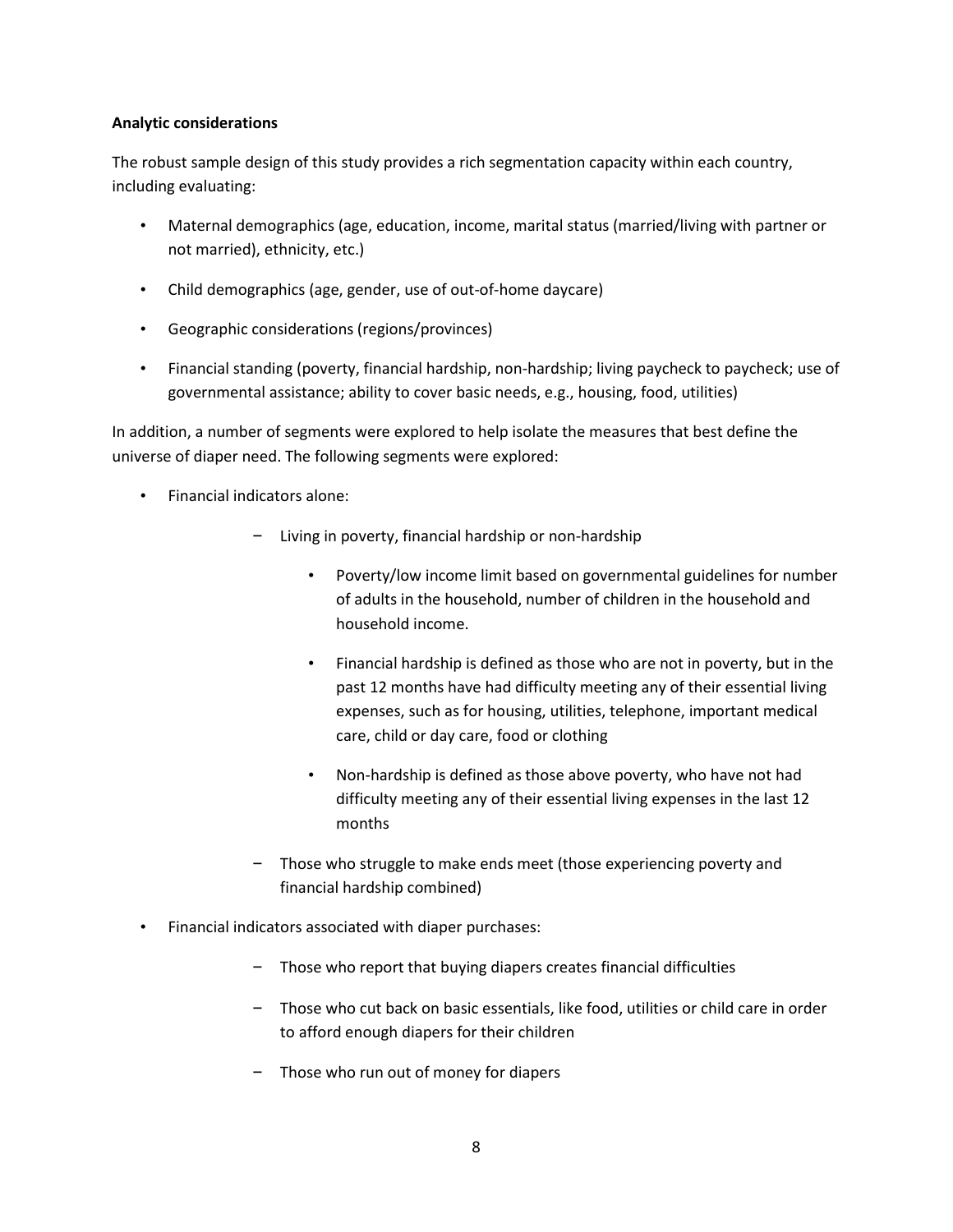**Analytic considerations**

The robust sample design of this study provides a rich segmentation capacity within each country, including evaluating:

- Maternal demographics (age, education, income, marital status (married/living with partner or not married), ethnicity, etc.)
- Child demographics (age, gender, use of out-of-home daycare)
- Geographic considerations (regions/provinces)
- Financial standing (poverty, financial hardship, non-hardship; living paycheck to paycheck; use of governmental assistance; ability to cover basic needs, e.g., housing, food, utilities)

In addition, a number of segments were explored to help isolate the measures that best define the universe of diaper need. The following segments were explored:

- Financial indicators alone:
  - Living in poverty, financial hardship or non-hardship
    - Poverty/low income limit based on governmental guidelines for number of adults in the household, number of children in the household and household income.
    - Financial hardship is defined as those who are not in poverty, but in the past 12 months have had difficulty meeting any of their essential living expenses, such as for housing, utilities, telephone, important medical care, child or day care, food or clothing
    - Non-hardship is defined as those above poverty, who have not had difficulty meeting any of their essential living expenses in the last 12 months
  - Those who struggle to make ends meet (those experiencing poverty and financial hardship combined)
- Financial indicators associated with diaper purchases:
  - Those who report that buying diapers creates financial difficulties
  - Those who cut back on basic essentials, like food, utilities or child care in order to afford enough diapers for their children
  - Those who run out of money for diapers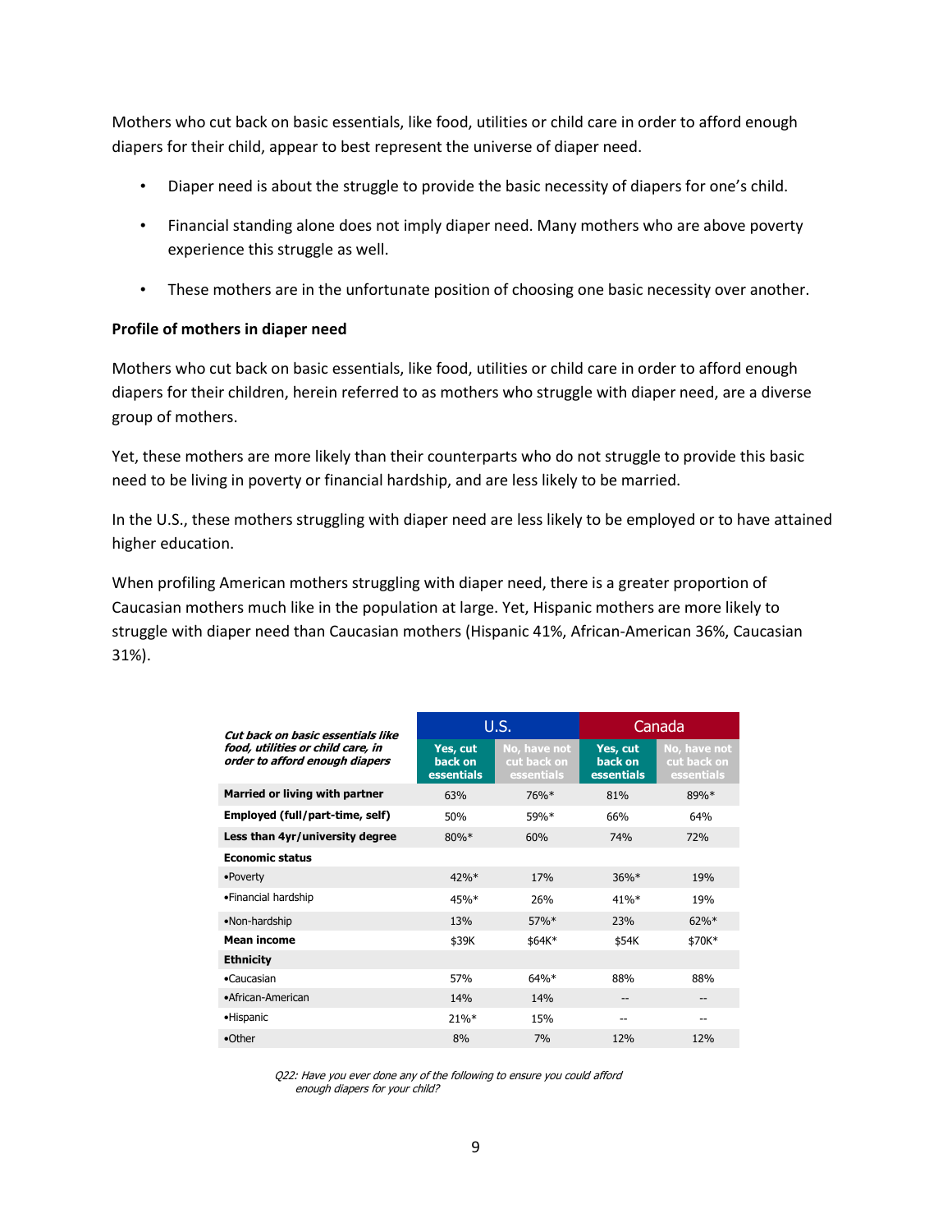Mothers who cut back on basic essentials, like food, utilities or child care in order to afford enough diapers for their child, appear to best represent the universe of diaper need.

- Diaper need is about the struggle to provide the basic necessity of diapers for one's child.
- Financial standing alone does not imply diaper need. Many mothers who are above poverty experience this struggle as well.
- These mothers are in the unfortunate position of choosing one basic necessity over another.

**Profile of mothers in diaper need**

Mothers who cut back on basic essentials, like food, utilities or child care in order to afford enough diapers for their children, herein referred to as mothers who struggle with diaper need, are a diverse group of mothers.

Yet, these mothers are more likely than their counterparts who do not struggle to provide this basic need to be living in poverty or financial hardship, and are less likely to be married.

In the U.S., these mothers struggling with diaper need are less likely to be employed or to have attained higher education.

When profiling American mothers struggling with diaper need, there is a greater proportion of Caucasian mothers much like in the population at large. Yet, Hispanic mothers are more likely to struggle with diaper need than Caucasian mothers (Hispanic 41%, African-American 36%, Caucasian 31%).

| *Cut back on basic essentials like food, utilities or child care, in order to afford enough diapers* | U.S. | | Canada | |
|---|---|---|---|---|
| | Yes, cut back on essentials | No, have not cut back on essentials | Yes, cut back on essentials | No, have not cut back on essentials |
| **Married or living with partner** | 63% | 76%* | 81% | 89%* |
| **Employed (full/part-time, self)** | 50% | 59%* | 66% | 64% |
| **Less than 4yr/university degree** | 80%* | 60% | 74% | 72% |
| **Economic status** | | | | |
| •Poverty | 42%* | 17% | 36%* | 19% |
| •Financial hardship | 45%* | 26% | 41%* | 19% |
| •Non-hardship | 13% | 57%* | 23% | 62%* |
| **Mean income** | $39K | $64K* | $54K | $70K* |
| **Ethnicity** | | | | |
| •Caucasian | 57% | 64%* | 88% | 88% |
| •African-American | 14% | 14% | -- | -- |
| •Hispanic | 21%* | 15% | -- | -- |
| •Other | 8% | 7% | 12% | 12% |

*Q22: Have you ever done any of the following to ensure you could afford enough diapers for your child?*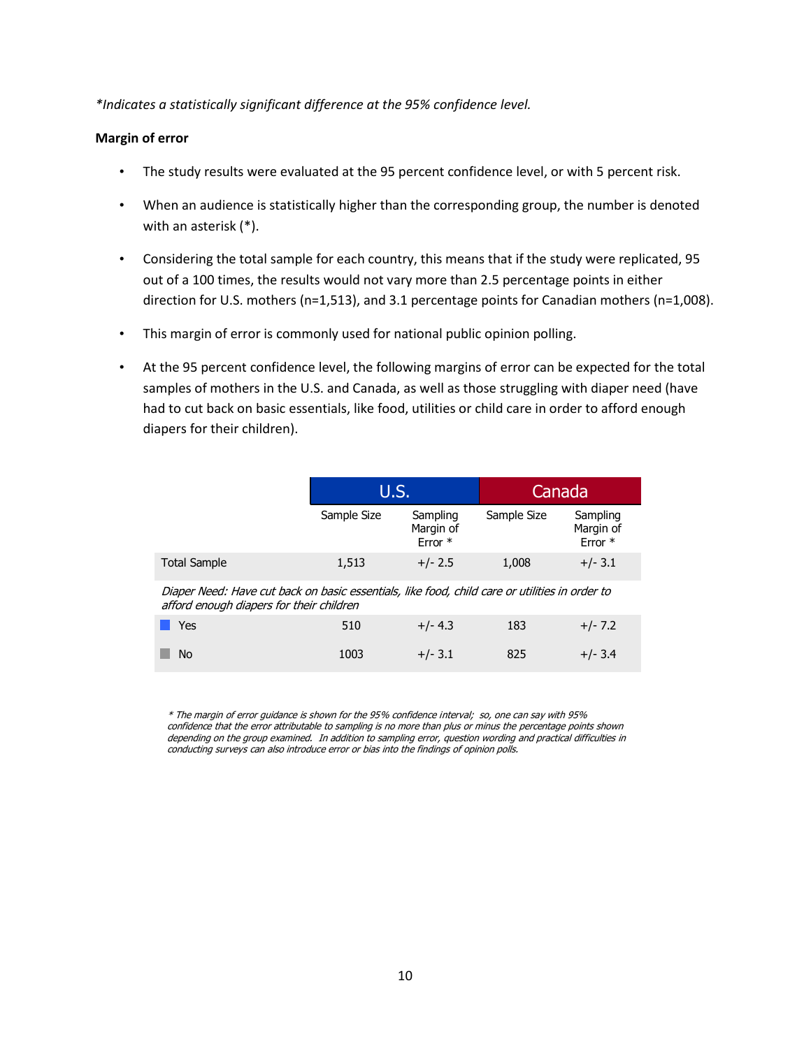*\*Indicates a statistically significant difference at the 95% confidence level.*

**Margin of error**

- The study results were evaluated at the 95 percent confidence level, or with 5 percent risk.
- When an audience is statistically higher than the corresponding group, the number is denoted with an asterisk (*).
- Considering the total sample for each country, this means that if the study were replicated, 95 out of a 100 times, the results would not vary more than 2.5 percentage points in either direction for U.S. mothers (n=1,513), and 3.1 percentage points for Canadian mothers (n=1,008).
- This margin of error is commonly used for national public opinion polling.
- At the 95 percent confidence level, the following margins of error can be expected for the total samples of mothers in the U.S. and Canada, as well as those struggling with diaper need (have had to cut back on basic essentials, like food, utilities or child care in order to afford enough diapers for their children).

| | U.S. | | Canada | |
|---|---|---|---|---|
| | Sample Size | Sampling Margin of Error * | Sample Size | Sampling Margin of Error * |
| Total Sample | 1,513 | +/- 2.5 | 1,008 | +/- 3.1 |
| *Diaper Need: Have cut back on basic essentials, like food, child care or utilities in order to afford enough diapers for their children* | | | | |
| Yes | 510 | +/- 4.3 | 183 | +/- 7.2 |
| No | 1003 | +/- 3.1 | 825 | +/- 3.4 |

*\* The margin of error guidance is shown for the 95% confidence interval; so, one can say with 95% confidence that the error attributable to sampling is no more than plus or minus the percentage points shown depending on the group examined. In addition to sampling error, question wording and practical difficulties in conducting surveys can also introduce error or bias into the findings of opinion polls.*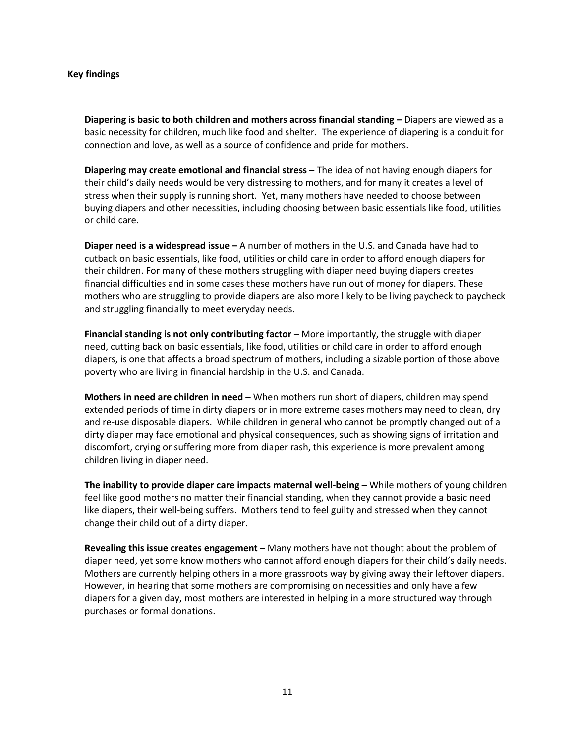## Key findings

**Diapering is basic to both children and mothers across financial standing –** Diapers are viewed as a basic necessity for children, much like food and shelter. The experience of diapering is a conduit for connection and love, as well as a source of confidence and pride for mothers.

**Diapering may create emotional and financial stress –** The idea of not having enough diapers for their child's daily needs would be very distressing to mothers, and for many it creates a level of stress when their supply is running short. Yet, many mothers have needed to choose between buying diapers and other necessities, including choosing between basic essentials like food, utilities or child care.

**Diaper need is a widespread issue –** A number of mothers in the U.S. and Canada have had to cutback on basic essentials, like food, utilities or child care in order to afford enough diapers for their children. For many of these mothers struggling with diaper need buying diapers creates financial difficulties and in some cases these mothers have run out of money for diapers. These mothers who are struggling to provide diapers are also more likely to be living paycheck to paycheck and struggling financially to meet everyday needs.

**Financial standing is not only contributing factor** – More importantly, the struggle with diaper need, cutting back on basic essentials, like food, utilities or child care in order to afford enough diapers, is one that affects a broad spectrum of mothers, including a sizable portion of those above poverty who are living in financial hardship in the U.S. and Canada.

**Mothers in need are children in need –** When mothers run short of diapers, children may spend extended periods of time in dirty diapers or in more extreme cases mothers may need to clean, dry and re-use disposable diapers. While children in general who cannot be promptly changed out of a dirty diaper may face emotional and physical consequences, such as showing signs of irritation and discomfort, crying or suffering more from diaper rash, this experience is more prevalent among children living in diaper need.

**The inability to provide diaper care impacts maternal well-being –** While mothers of young children feel like good mothers no matter their financial standing, when they cannot provide a basic need like diapers, their well-being suffers. Mothers tend to feel guilty and stressed when they cannot change their child out of a dirty diaper.

**Revealing this issue creates engagement –** Many mothers have not thought about the problem of diaper need, yet some know mothers who cannot afford enough diapers for their child's daily needs. Mothers are currently helping others in a more grassroots way by giving away their leftover diapers. However, in hearing that some mothers are compromising on necessities and only have a few diapers for a given day, most mothers are interested in helping in a more structured way through purchases or formal donations.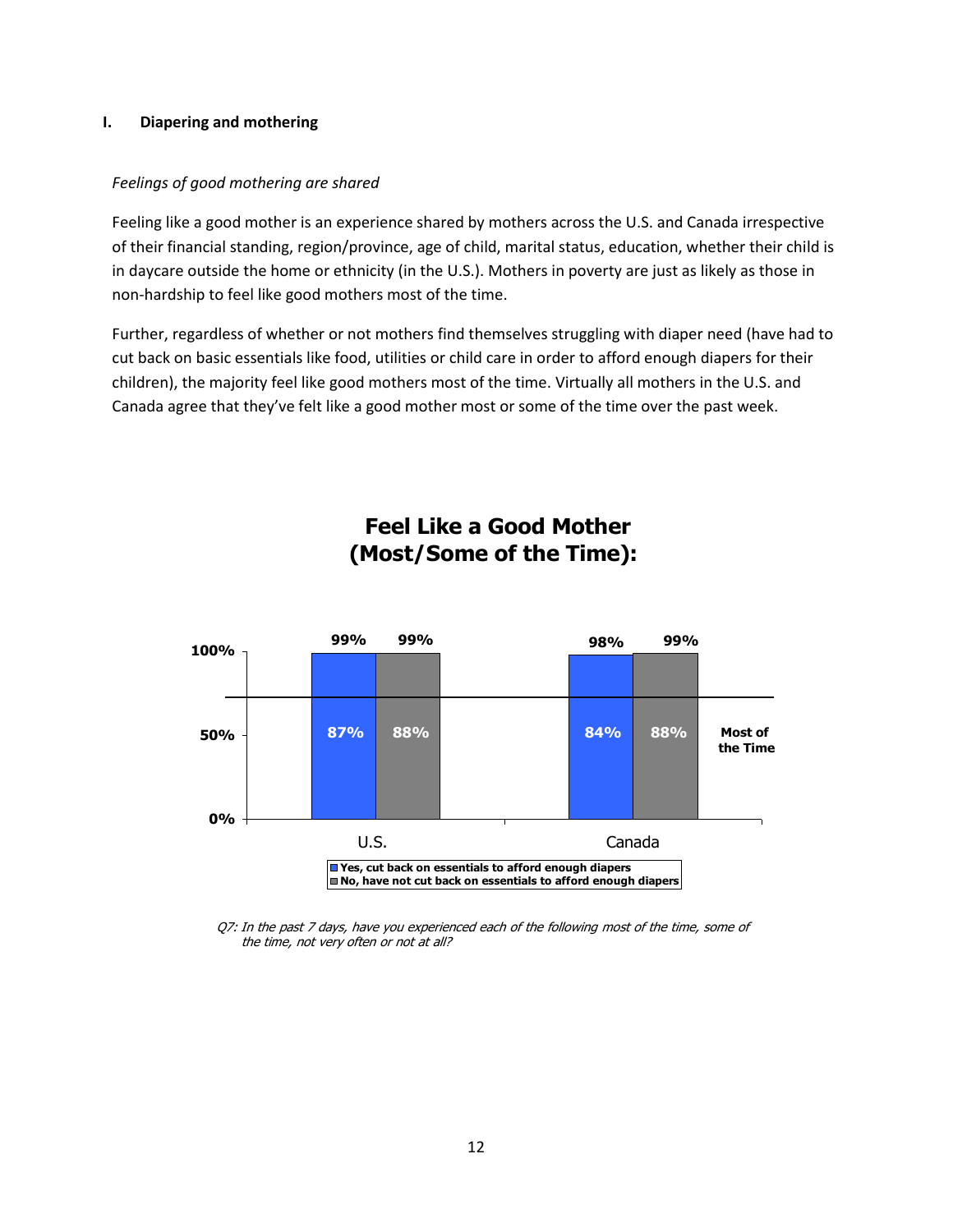## I. Diapering and mothering

*Feelings of good mothering are shared*

Feeling like a good mother is an experience shared by mothers across the U.S. and Canada irrespective of their financial standing, region/province, age of child, marital status, education, whether their child is in daycare outside the home or ethnicity (in the U.S.). Mothers in poverty are just as likely as those in non-hardship to feel like good mothers most of the time.

Further, regardless of whether or not mothers find themselves struggling with diaper need (have had to cut back on basic essentials like food, utilities or child care in order to afford enough diapers for their children), the majority feel like good mothers most of the time. Virtually all mothers in the U.S. and Canada agree that they've felt like a good mother most or some of the time over the past week.

**Feel Like a Good Mother (Most/Some of the Time):**

| | U.S. – Yes, cut back on essentials to afford enough diapers | U.S. – No, have not cut back on essentials to afford enough diapers | Canada – Yes, cut back on essentials to afford enough diapers | Canada – No, have not cut back on essentials to afford enough diapers |
|---|---|---|---|---|
| Most/Some of the Time | 99% | 99% | 98% | 99% |
| Most of the Time | 87% | 88% | 84% | 88% |

*Q7: In the past 7 days, have you experienced each of the following most of the time, some of the time, not very often or not at all?*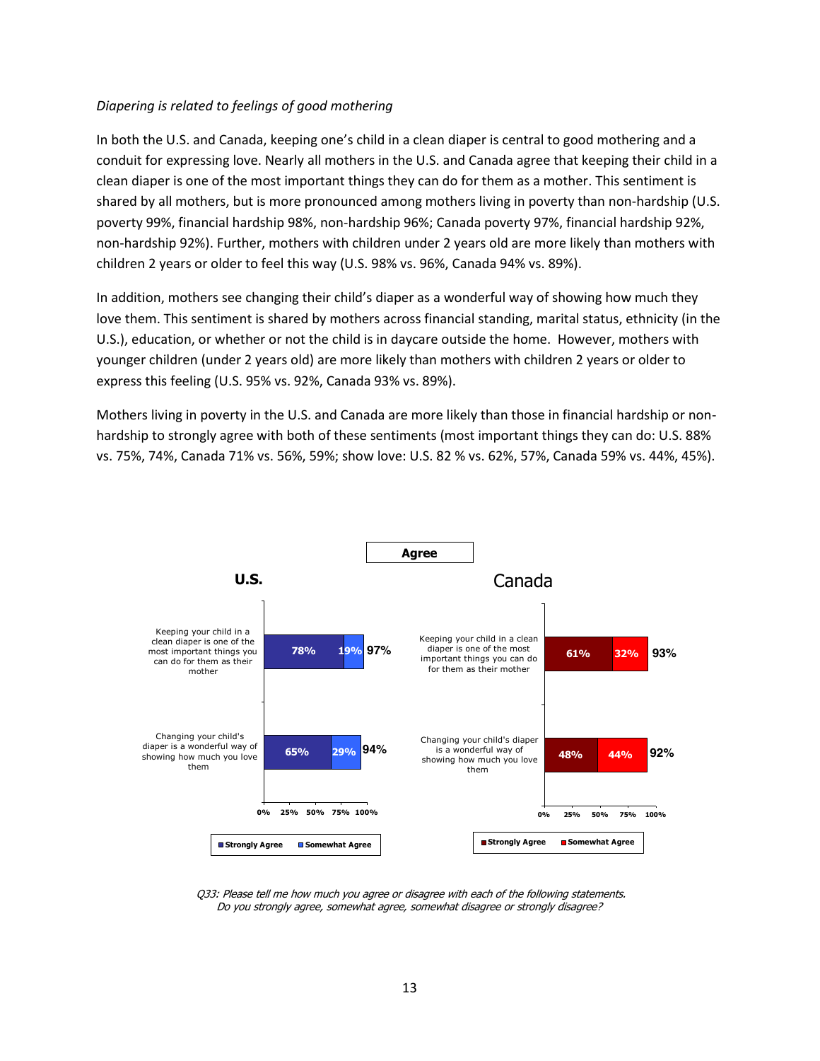*Diapering is related to feelings of good mothering*

In both the U.S. and Canada, keeping one's child in a clean diaper is central to good mothering and a conduit for expressing love. Nearly all mothers in the U.S. and Canada agree that keeping their child in a clean diaper is one of the most important things they can do for them as a mother. This sentiment is shared by all mothers, but is more pronounced among mothers living in poverty than non-hardship (U.S. poverty 99%, financial hardship 98%, non-hardship 96%; Canada poverty 97%, financial hardship 92%, non-hardship 92%). Further, mothers with children under 2 years old are more likely than mothers with children 2 years or older to feel this way (U.S. 98% vs. 96%, Canada 94% vs. 89%).

In addition, mothers see changing their child's diaper as a wonderful way of showing how much they love them. This sentiment is shared by mothers across financial standing, marital status, ethnicity (in the U.S.), education, or whether or not the child is in daycare outside the home. However, mothers with younger children (under 2 years old) are more likely than mothers with children 2 years or older to express this feeling (U.S. 95% vs. 92%, Canada 93% vs. 89%).

Mothers living in poverty in the U.S. and Canada are more likely than those in financial hardship or non-hardship to strongly agree with both of these sentiments (most important things they can do: U.S. 88% vs. 75%, 74%, Canada 71% vs. 56%, 59%; show love: U.S. 82 % vs. 62%, 57%, Canada 59% vs. 44%, 45%).

**Agree**

| Statement | U.S. Strongly Agree | U.S. Somewhat Agree | U.S. Total | Canada Strongly Agree | Canada Somewhat Agree | Canada Total |
|---|---|---|---|---|---|---|
| Keeping your child in a clean diaper is one of the most important things you can do for them as their mother | 78% | 19% | 97% | 61% | 32% | 93% |
| Changing your child's diaper is a wonderful way of showing how much you love them | 65% | 29% | 94% | 48% | 44% | 92% |

*Q33: Please tell me how much you agree or disagree with each of the following statements. Do you strongly agree, somewhat agree, somewhat disagree or strongly disagree?*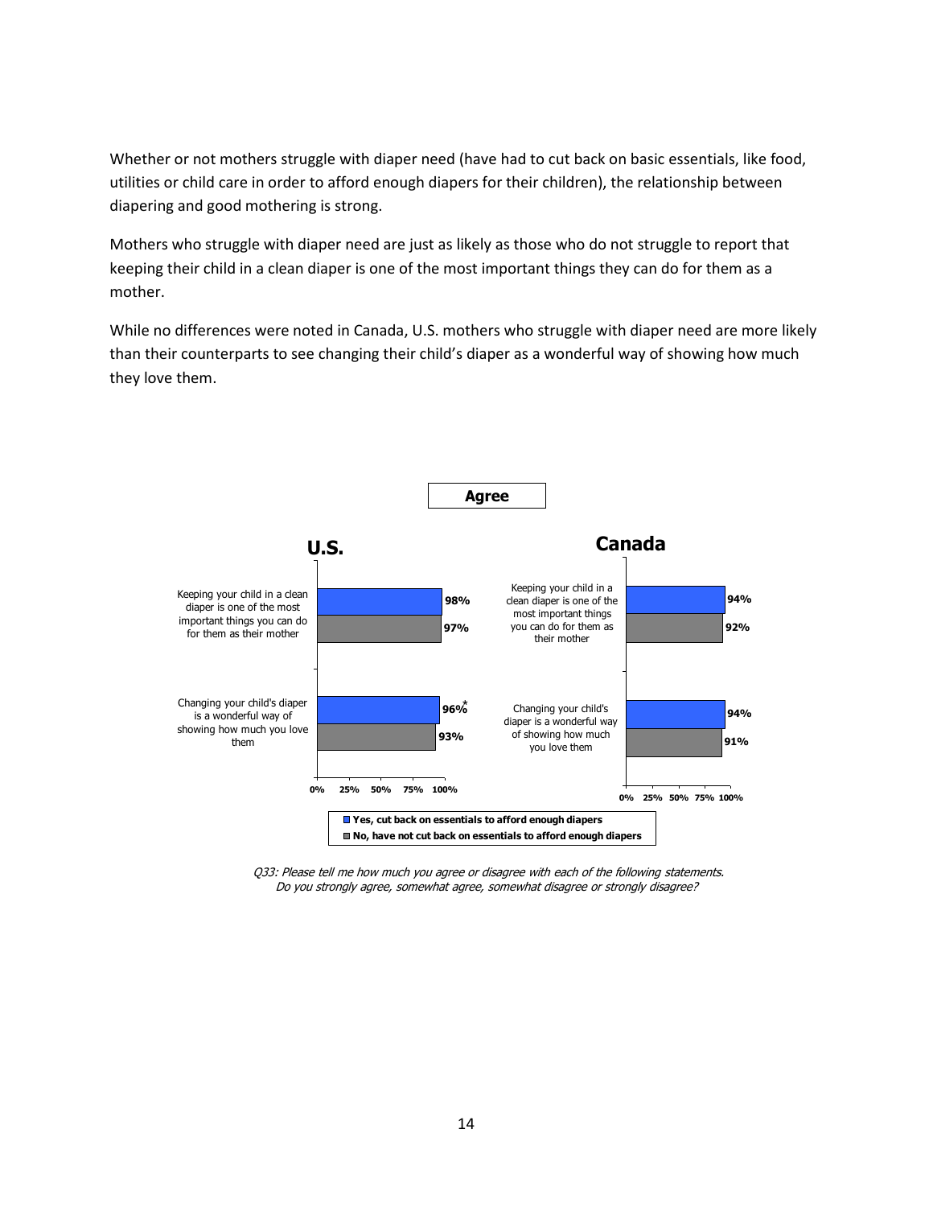Whether or not mothers struggle with diaper need (have had to cut back on basic essentials, like food, utilities or child care in order to afford enough diapers for their children), the relationship between diapering and good mothering is strong.

Mothers who struggle with diaper need are just as likely as those who do not struggle to report that keeping their child in a clean diaper is one of the most important things they can do for them as a mother.

While no differences were noted in Canada, U.S. mothers who struggle with diaper need are more likely than their counterparts to see changing their child's diaper as a wonderful way of showing how much they love them.

**Agree**

| | U.S. – Yes, cut back on essentials to afford enough diapers | U.S. – No, have not cut back on essentials to afford enough diapers | Canada – Yes, cut back on essentials to afford enough diapers | Canada – No, have not cut back on essentials to afford enough diapers |
|---|---|---|---|---|
| Keeping your child in a clean diaper is one of the most important things you can do for them as their mother | 98% | 97% | 94% | 92% |
| Changing your child's diaper is a wonderful way of showing how much you love them | 96%* | 93% | 94% | 91% |

*Q33: Please tell me how much you agree or disagree with each of the following statements. Do you strongly agree, somewhat agree, somewhat disagree or strongly disagree?*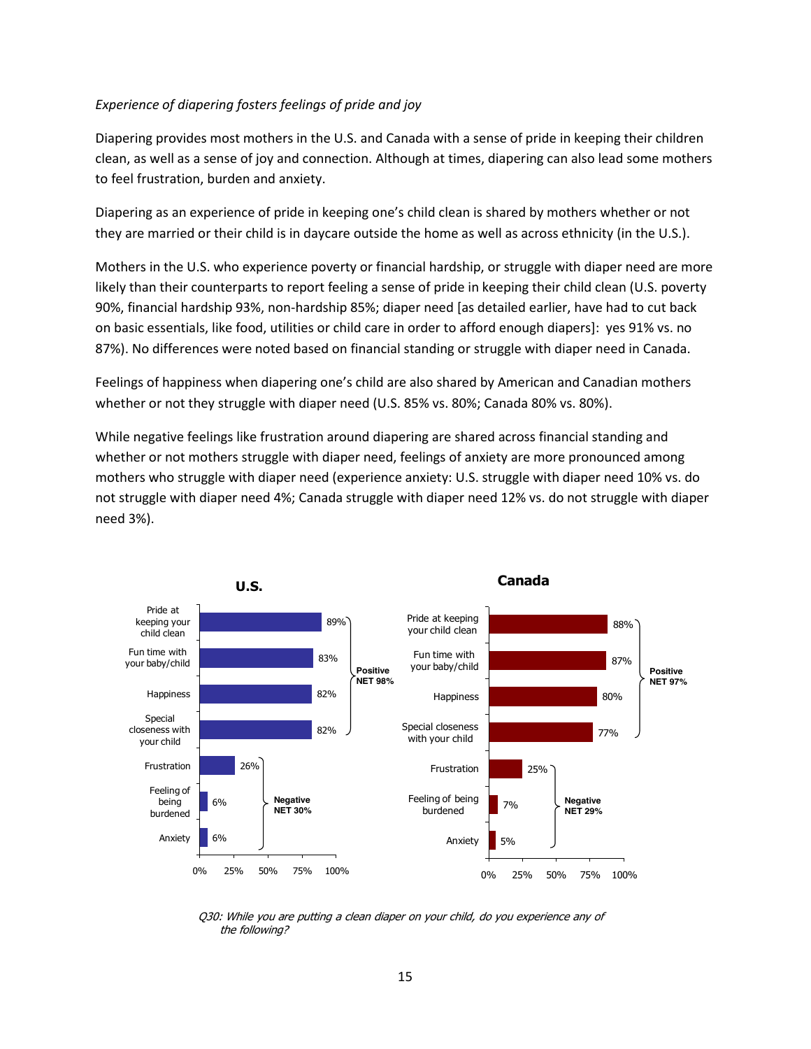*Experience of diapering fosters feelings of pride and joy*

Diapering provides most mothers in the U.S. and Canada with a sense of pride in keeping their children clean, as well as a sense of joy and connection. Although at times, diapering can also lead some mothers to feel frustration, burden and anxiety.

Diapering as an experience of pride in keeping one's child clean is shared by mothers whether or not they are married or their child is in daycare outside the home as well as across ethnicity (in the U.S.).

Mothers in the U.S. who experience poverty or financial hardship, or struggle with diaper need are more likely than their counterparts to report feeling a sense of pride in keeping their child clean (U.S. poverty 90%, financial hardship 93%, non-hardship 85%; diaper need [as detailed earlier, have had to cut back on basic essentials, like food, utilities or child care in order to afford enough diapers]: yes 91% vs. no 87%). No differences were noted based on financial standing or struggle with diaper need in Canada.

Feelings of happiness when diapering one's child are also shared by American and Canadian mothers whether or not they struggle with diaper need (U.S. 85% vs. 80%; Canada 80% vs. 80%).

While negative feelings like frustration around diapering are shared across financial standing and whether or not mothers struggle with diaper need, feelings of anxiety are more pronounced among mothers who struggle with diaper need (experience anxiety: U.S. struggle with diaper need 10% vs. do not struggle with diaper need 4%; Canada struggle with diaper need 12% vs. do not struggle with diaper need 3%).

| | U.S. | Canada |
|---|---|---|
| Pride at keeping your child clean | 89% | 88% |
| Fun time with your baby/child | 83% | 87% |
| Happiness | 82% | 80% |
| Special closeness with your child | 82% | 77% |
| **Positive NET** | **98%** | **97%** |
| Frustration | 26% | 25% |
| Feeling of being burdened | 6% | 7% |
| Anxiety | 6% | 5% |
| **Negative NET** | **30%** | **29%** |

*Q30: While you are putting a clean diaper on your child, do you experience any of the following?*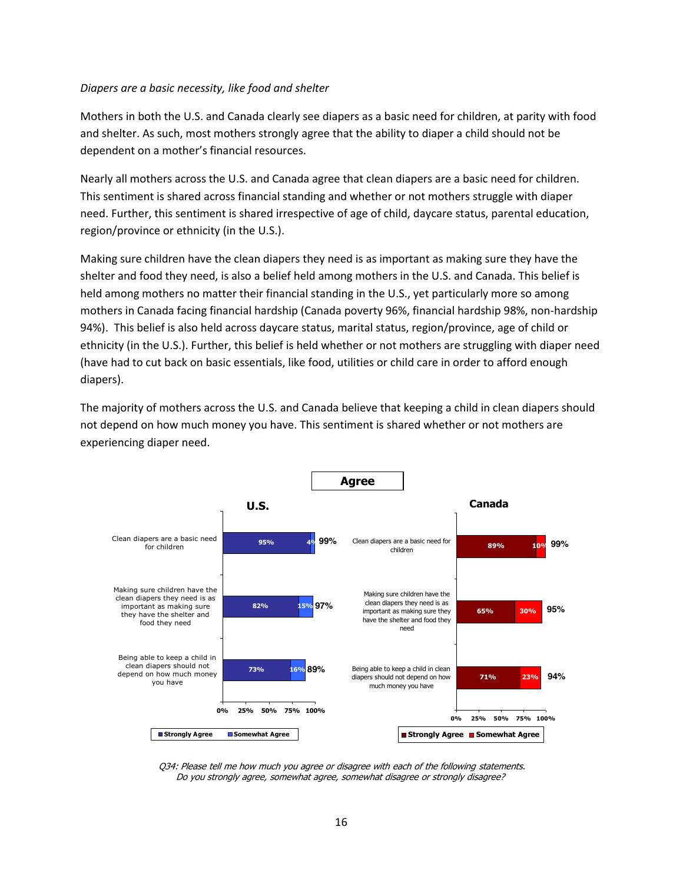*Diapers are a basic necessity, like food and shelter*

Mothers in both the U.S. and Canada clearly see diapers as a basic need for children, at parity with food and shelter. As such, most mothers strongly agree that the ability to diaper a child should not be dependent on a mother's financial resources.

Nearly all mothers across the U.S. and Canada agree that clean diapers are a basic need for children. This sentiment is shared across financial standing and whether or not mothers struggle with diaper need. Further, this sentiment is shared irrespective of age of child, daycare status, parental education, region/province or ethnicity (in the U.S.).

Making sure children have the clean diapers they need is as important as making sure they have the shelter and food they need, is also a belief held among mothers in the U.S. and Canada. This belief is held among mothers no matter their financial standing in the U.S., yet particularly more so among mothers in Canada facing financial hardship (Canada poverty 96%, financial hardship 98%, non-hardship 94%). This belief is also held across daycare status, marital status, region/province, age of child or ethnicity (in the U.S.). Further, this belief is held whether or not mothers are struggling with diaper need (have had to cut back on basic essentials, like food, utilities or child care in order to afford enough diapers).

The majority of mothers across the U.S. and Canada believe that keeping a child in clean diapers should not depend on how much money you have. This sentiment is shared whether or not mothers are experiencing diaper need.

**Agree**

| Statement | U.S. Strongly Agree | U.S. Somewhat Agree | U.S. Total | Canada Strongly Agree | Canada Somewhat Agree | Canada Total |
|---|---|---|---|---|---|---|
| Clean diapers are a basic need for children | 95% | 4% | 99% | 89% | 10% | 99% |
| Making sure children have the clean diapers they need is as important as making sure they have the shelter and food they need | 82% | 15% | 97% | 65% | 30% | 95% |
| Being able to keep a child in clean diapers should not depend on how much money you have | 73% | 16% | 89% | 71% | 23% | 94% |

*Q34: Please tell me how much you agree or disagree with each of the following statements. Do you strongly agree, somewhat agree, somewhat disagree or strongly disagree?*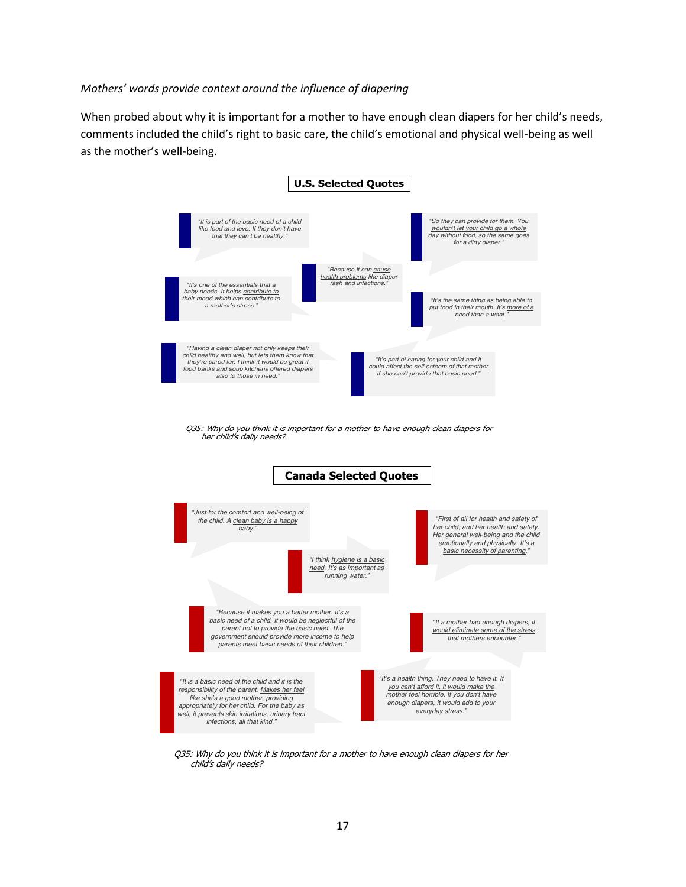*Mothers' words provide context around the influence of diapering*

When probed about why it is important for a mother to have enough clean diapers for her child's needs, comments included the child's right to basic care, the child's emotional and physical well-being as well as the mother's well-being.

### U.S. Selected Quotes

> *"It is part of the basic need of a child like food and love. If they don't have that they can't be healthy."*

> *"So they can provide for them. You wouldn't let your child go a whole day without food, so the same goes for a dirty diaper."*

> *"Because it can cause health problems like diaper rash and infections."*

> *"It's one of the essentials that a baby needs. It helps contribute to their mood which can contribute to a mother's stress."*

> *"It's the same thing as being able to put food in their mouth. It's more of a need than a want."*

> *"Having a clean diaper not only keeps their child healthy and well, but lets them know that they're cared for. I think it would be great if food banks and soup kitchens offered diapers also to those in need."*

> *"It's part of caring for your child and it could affect the self esteem of that mother if she can't provide that basic need."*

*Q35: Why do you think it is important for a mother to have enough clean diapers for her child's daily needs?*

### Canada Selected Quotes

> *"Just for the comfort and well-being of the child. A clean baby is a happy baby."*

> *"First of all for health and safety of her child, and her health and safety. Her general well-being and the child emotionally and physically. It's a basic necessity of parenting."*

> *"I think hygiene is a basic need. It's as important as running water."*

> *"Because it makes you a better mother. It's a basic need of a child. It would be neglectful of the parent not to provide the basic need. The government should provide more income to help parents meet basic needs of their children."*

> *"If a mother had enough diapers, it would eliminate some of the stress that mothers encounter."*

> *"It is a basic need of the child and it is the responsibility of the parent. Makes her feel like she's a good mother, providing appropriately for her child. For the baby as well, it prevents skin irritations, urinary tract infections, all that kind."*

> *"It's a health thing. They need to have it. If you can't afford it, it would make the mother feel horrible. If you don't have enough diapers, it would add to your everyday stress."*

*Q35: Why do you think it is important for a mother to have enough clean diapers for her child's daily needs?*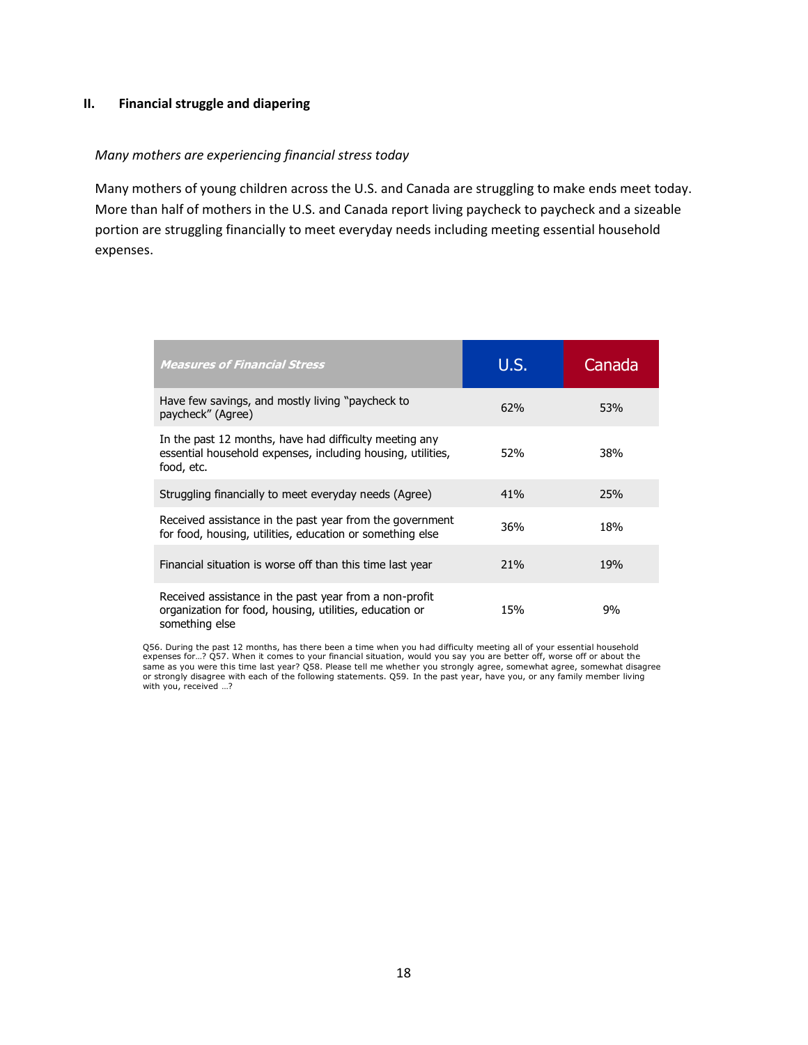## II. Financial struggle and diapering

*Many mothers are experiencing financial stress today*

Many mothers of young children across the U.S. and Canada are struggling to make ends meet today. More than half of mothers in the U.S. and Canada report living paycheck to paycheck and a sizeable portion are struggling financially to meet everyday needs including meeting essential household expenses.

| ***Measures of Financial Stress*** | U.S. | Canada |
|---|---|---|
| Have few savings, and mostly living "paycheck to paycheck" (Agree) | 62% | 53% |
| In the past 12 months, have had difficulty meeting any essential household expenses, including housing, utilities, food, etc. | 52% | 38% |
| Struggling financially to meet everyday needs (Agree) | 41% | 25% |
| Received assistance in the past year from the government for food, housing, utilities, education or something else | 36% | 18% |
| Financial situation is worse off than this time last year | 21% | 19% |
| Received assistance in the past year from a non-profit organization for food, housing, utilities, education or something else | 15% | 9% |

Q56. During the past 12 months, has there been a time when you had difficulty meeting all of your essential household expenses for…? Q57. When it comes to your financial situation, would you say you are better off, worse off or about the same as you were this time last year? Q58. Please tell me whether you strongly agree, somewhat agree, somewhat disagree or strongly disagree with each of the following statements. Q59. In the past year, have you, or any family member living with you, received …?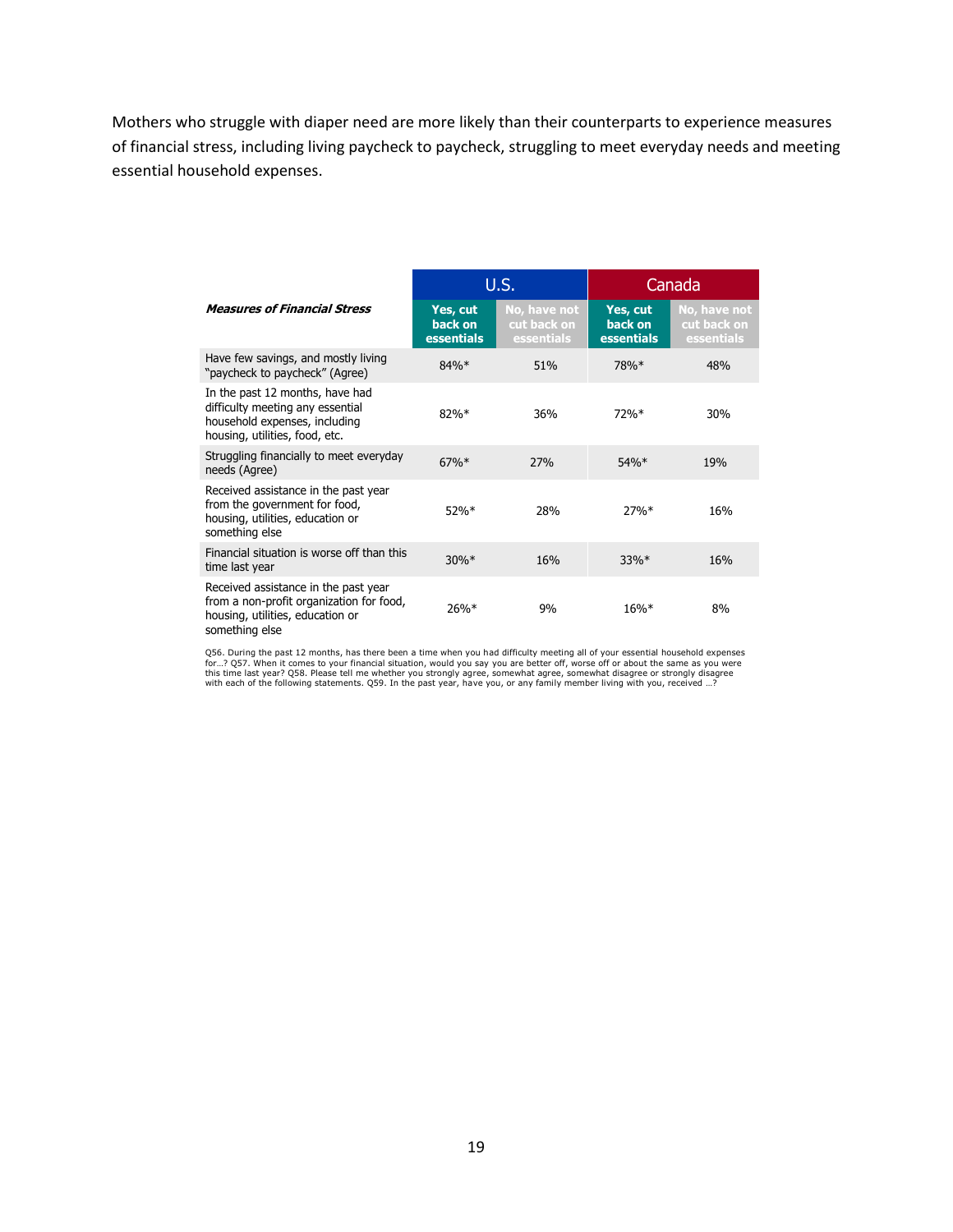Mothers who struggle with diaper need are more likely than their counterparts to experience measures of financial stress, including living paycheck to paycheck, struggling to meet everyday needs and meeting essential household expenses.

| | U.S. | | Canada | |
|---|---|---|---|---|
| ***Measures of Financial Stress*** | **Yes, cut back on essentials** | **No, have not cut back on essentials** | **Yes, cut back on essentials** | **No, have not cut back on essentials** |
| Have few savings, and mostly living "paycheck to paycheck" (Agree) | 84%* | 51% | 78%* | 48% |
| In the past 12 months, have had difficulty meeting any essential household expenses, including housing, utilities, food, etc. | 82%* | 36% | 72%* | 30% |
| Struggling financially to meet everyday needs (Agree) | 67%* | 27% | 54%* | 19% |
| Received assistance in the past year from the government for food, housing, utilities, education or something else | 52%* | 28% | 27%* | 16% |
| Financial situation is worse off than this time last year | 30%* | 16% | 33%* | 16% |
| Received assistance in the past year from a non-profit organization for food, housing, utilities, education or something else | 26%* | 9% | 16%* | 8% |

Q56. During the past 12 months, has there been a time when you had difficulty meeting all of your essential household expenses for…? Q57. When it comes to your financial situation, would you say you are better off, worse off or about the same as you were this time last year? Q58. Please tell me whether you strongly agree, somewhat agree, somewhat disagree or strongly disagree with each of the following statements. Q59. In the past year, have you, or any family member living with you, received …?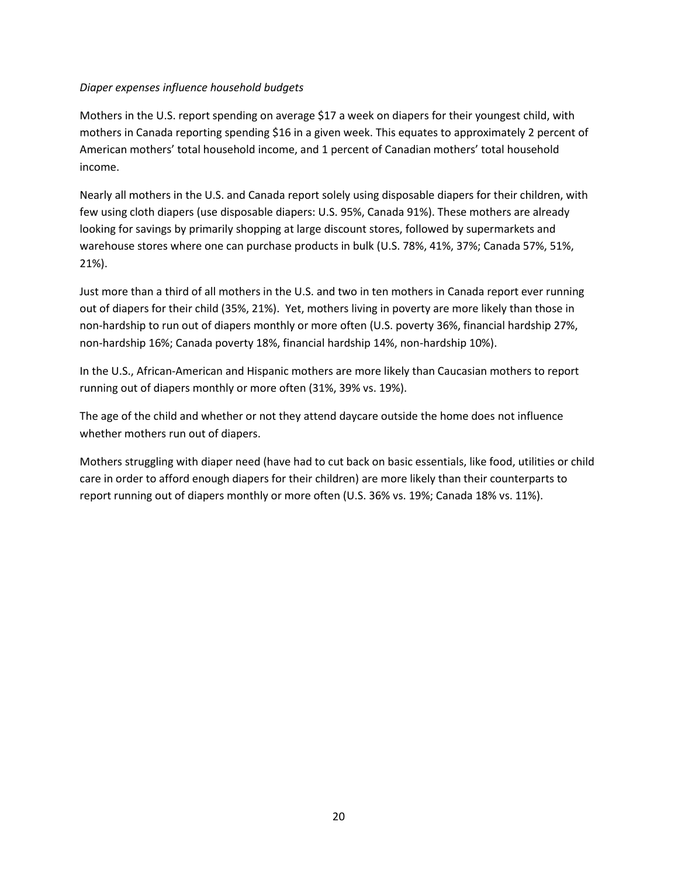*Diaper expenses influence household budgets*

Mothers in the U.S. report spending on average $17 a week on diapers for their youngest child, with mothers in Canada reporting spending $16 in a given week. This equates to approximately 2 percent of American mothers' total household income, and 1 percent of Canadian mothers' total household income.

Nearly all mothers in the U.S. and Canada report solely using disposable diapers for their children, with few using cloth diapers (use disposable diapers: U.S. 95%, Canada 91%). These mothers are already looking for savings by primarily shopping at large discount stores, followed by supermarkets and warehouse stores where one can purchase products in bulk (U.S. 78%, 41%, 37%; Canada 57%, 51%, 21%).

Just more than a third of all mothers in the U.S. and two in ten mothers in Canada report ever running out of diapers for their child (35%, 21%). Yet, mothers living in poverty are more likely than those in non-hardship to run out of diapers monthly or more often (U.S. poverty 36%, financial hardship 27%, non-hardship 16%; Canada poverty 18%, financial hardship 14%, non-hardship 10%).

In the U.S., African-American and Hispanic mothers are more likely than Caucasian mothers to report running out of diapers monthly or more often (31%, 39% vs. 19%).

The age of the child and whether or not they attend daycare outside the home does not influence whether mothers run out of diapers.

Mothers struggling with diaper need (have had to cut back on basic essentials, like food, utilities or child care in order to afford enough diapers for their children) are more likely than their counterparts to report running out of diapers monthly or more often (U.S. 36% vs. 19%; Canada 18% vs. 11%).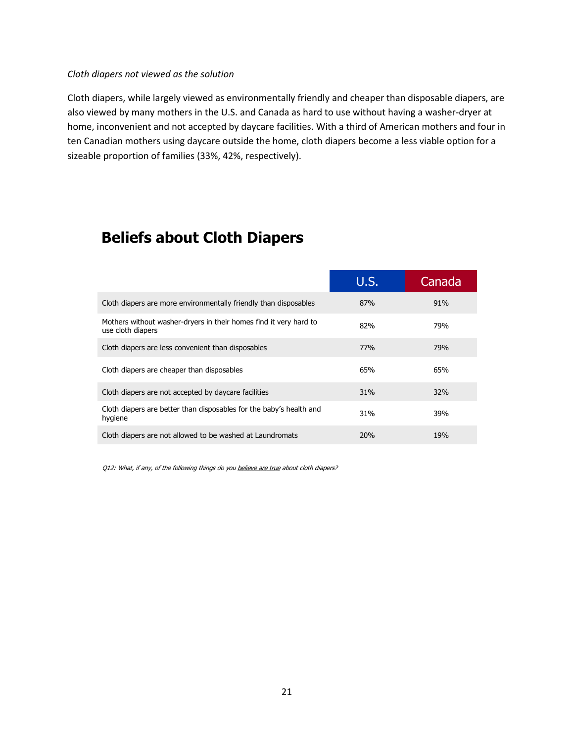*Cloth diapers not viewed as the solution*

Cloth diapers, while largely viewed as environmentally friendly and cheaper than disposable diapers, are also viewed by many mothers in the U.S. and Canada as hard to use without having a washer-dryer at home, inconvenient and not accepted by daycare facilities. With a third of American mothers and four in ten Canadian mothers using daycare outside the home, cloth diapers become a less viable option for a sizeable proportion of families (33%, 42%, respectively).

## Beliefs about Cloth Diapers

| | U.S. | Canada |
|---|---|---|
| Cloth diapers are more environmentally friendly than disposables | 87% | 91% |
| Mothers without washer-dryers in their homes find it very hard to use cloth diapers | 82% | 79% |
| Cloth diapers are less convenient than disposables | 77% | 79% |
| Cloth diapers are cheaper than disposables | 65% | 65% |
| Cloth diapers are not accepted by daycare facilities | 31% | 32% |
| Cloth diapers are better than disposables for the baby's health and hygiene | 31% | 39% |
| Cloth diapers are not allowed to be washed at Laundromats | 20% | 19% |

*Q12: What, if any, of the following things do you believe are true about cloth diapers?*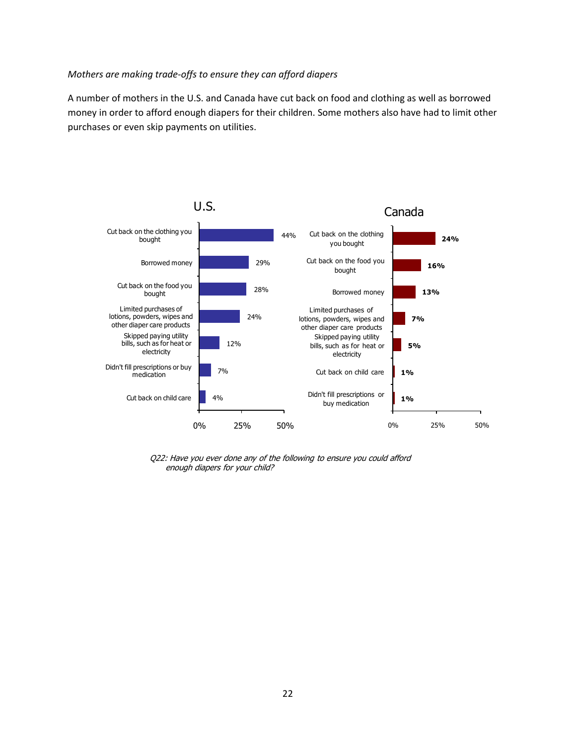*Mothers are making trade-offs to ensure they can afford diapers*

A number of mothers in the U.S. and Canada have cut back on food and clothing as well as borrowed money in order to afford enough diapers for their children. Some mothers also have had to limit other purchases or even skip payments on utilities.

**U.S.**

| Trade-off | % |
|---|---|
| Cut back on the clothing you bought | 44% |
| Borrowed money | 29% |
| Cut back on the food you bought | 28% |
| Limited purchases of lotions, powders, wipes and other diaper care products | 24% |
| Skipped paying utility bills, such as for heat or electricity | 12% |
| Didn't fill prescriptions or buy medication | 7% |
| Cut back on child care | 4% |

**Canada**

| Trade-off | % |
|---|---|
| Cut back on the clothing you bought | 24% |
| Cut back on the food you bought | 16% |
| Borrowed money | 13% |
| Limited purchases of lotions, powders, wipes and other diaper care products | 7% |
| Skipped paying utility bills, such as for heat or electricity | 5% |
| Cut back on child care | 1% |
| Didn't fill prescriptions or buy medication | 1% |

*Q22: Have you ever done any of the following to ensure you could afford enough diapers for your child?*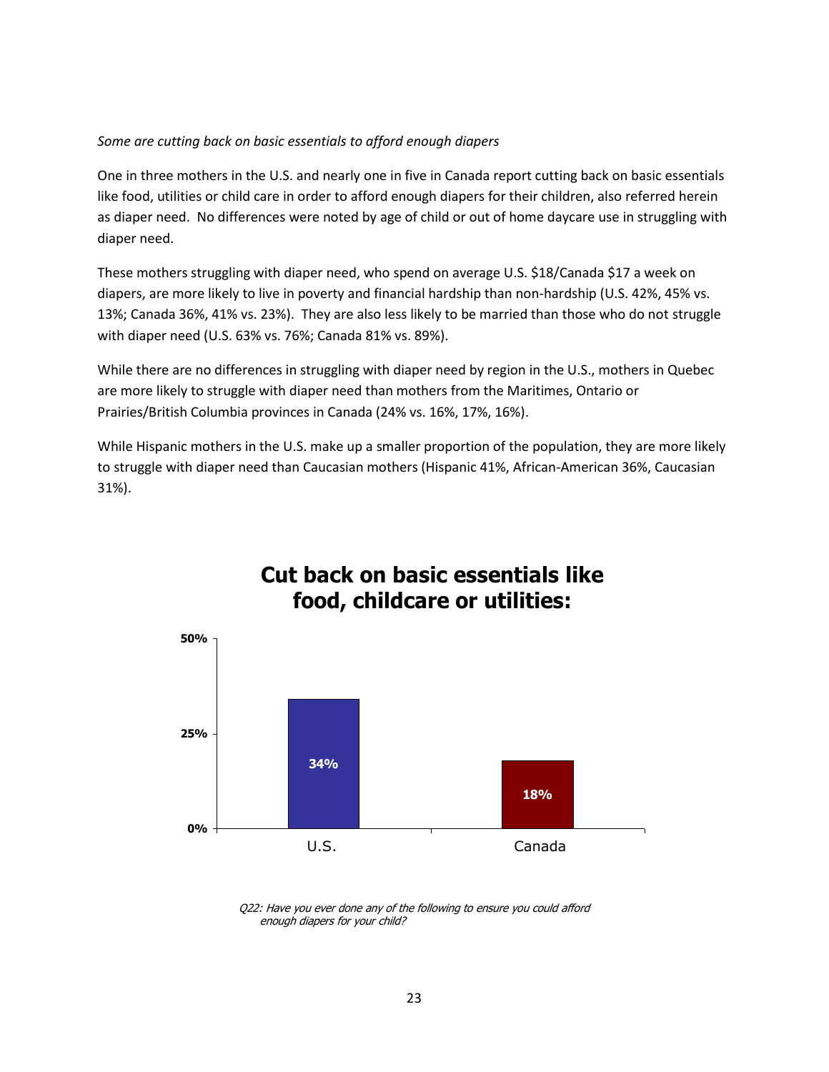*Some are cutting back on basic essentials to afford enough diapers*

One in three mothers in the U.S. and nearly one in five in Canada report cutting back on basic essentials like food, utilities or child care in order to afford enough diapers for their children, also referred herein as diaper need. No differences were noted by age of child or out of home daycare use in struggling with diaper need.

These mothers struggling with diaper need, who spend on average U.S. $18/Canada $17 a week on diapers, are more likely to live in poverty and financial hardship than non-hardship (U.S. 42%, 45% vs. 13%; Canada 36%, 41% vs. 23%). They are also less likely to be married than those who do not struggle with diaper need (U.S. 63% vs. 76%; Canada 81% vs. 89%).

While there are no differences in struggling with diaper need by region in the U.S., mothers in Quebec are more likely to struggle with diaper need than mothers from the Maritimes, Ontario or Prairies/British Columbia provinces in Canada (24% vs. 16%, 17%, 16%).

While Hispanic mothers in the U.S. make up a smaller proportion of the population, they are more likely to struggle with diaper need than Caucasian mothers (Hispanic 41%, African-American 36%, Caucasian 31%).

**Cut back on basic essentials like food, childcare or utilities:**

| | U.S. | Canada |
|---|---|---|
| Cut back on basic essentials | 34% | 18% |

*Q22: Have you ever done any of the following to ensure you could afford enough diapers for your child?*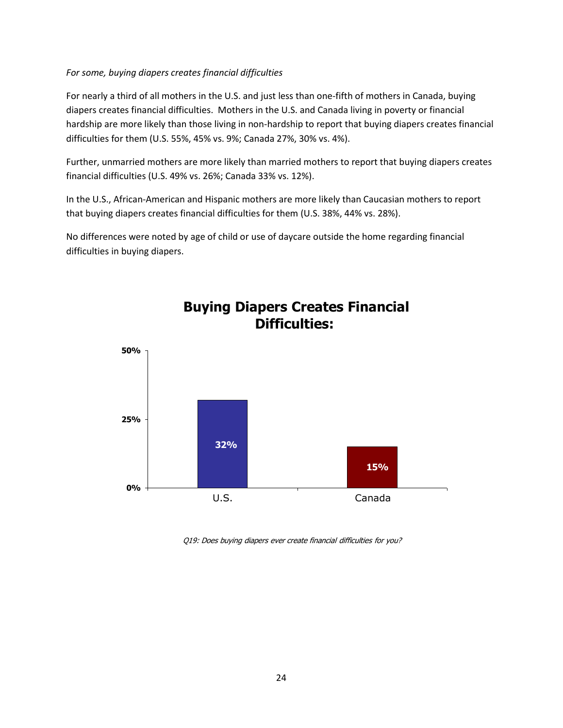*For some, buying diapers creates financial difficulties*

For nearly a third of all mothers in the U.S. and just less than one-fifth of mothers in Canada, buying diapers creates financial difficulties. Mothers in the U.S. and Canada living in poverty or financial hardship are more likely than those living in non-hardship to report that buying diapers creates financial difficulties for them (U.S. 55%, 45% vs. 9%; Canada 27%, 30% vs. 4%).

Further, unmarried mothers are more likely than married mothers to report that buying diapers creates financial difficulties (U.S. 49% vs. 26%; Canada 33% vs. 12%).

In the U.S., African-American and Hispanic mothers are more likely than Caucasian mothers to report that buying diapers creates financial difficulties for them (U.S. 38%, 44% vs. 28%).

No differences were noted by age of child or use of daycare outside the home regarding financial difficulties in buying diapers.

**Buying Diapers Creates Financial Difficulties:**

| | U.S. | Canada |
|---|---|---|
| Buying Diapers Creates Financial Difficulties | 32% | 15% |

*Q19: Does buying diapers ever create financial difficulties for you?*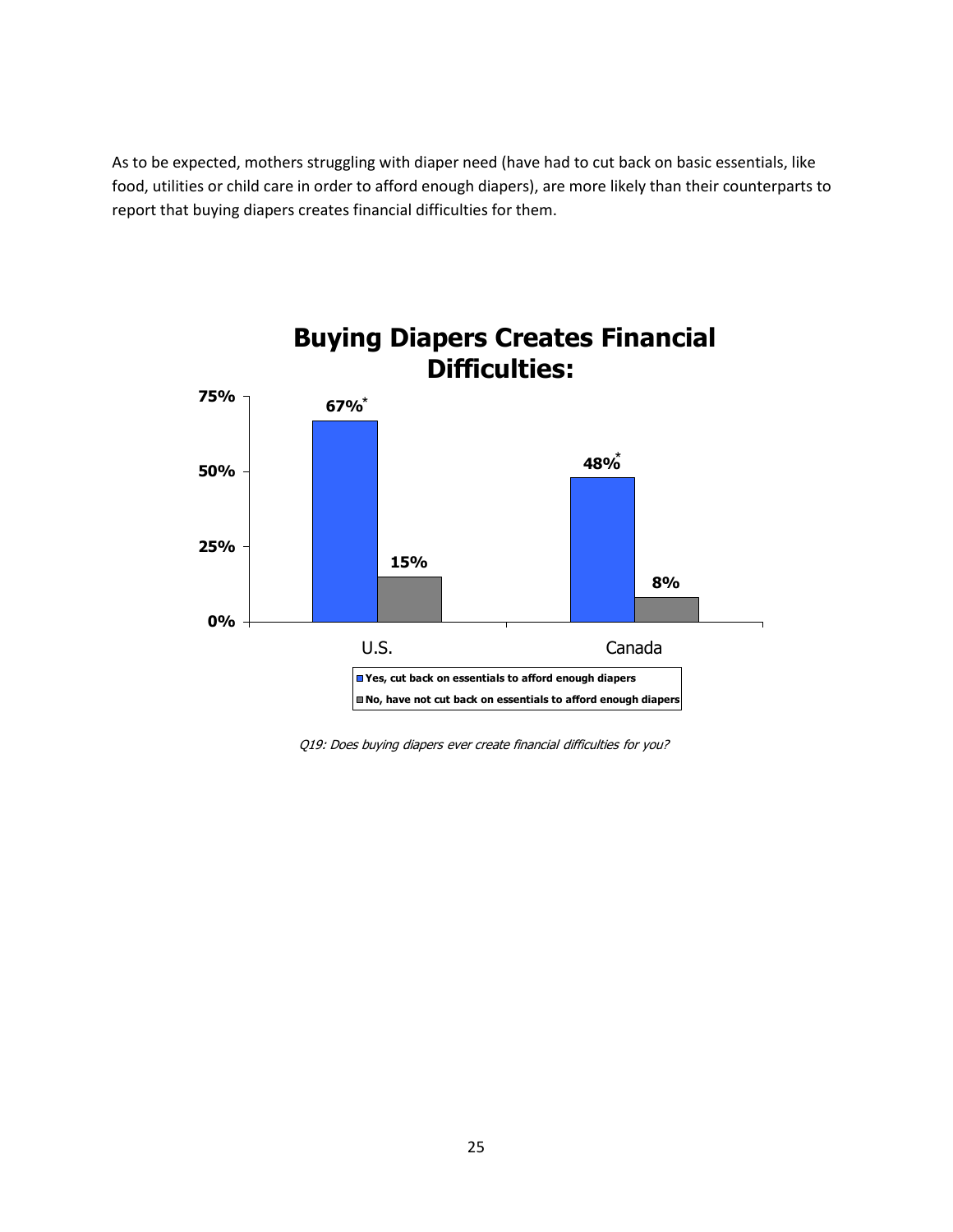As to be expected, mothers struggling with diaper need (have had to cut back on basic essentials, like food, utilities or child care in order to afford enough diapers), are more likely than their counterparts to report that buying diapers creates financial difficulties for them.

**Buying Diapers Creates Financial Difficulties:**

| | Yes, cut back on essentials to afford enough diapers | No, have not cut back on essentials to afford enough diapers |
|---|---|---|
| U.S. | 67%* | 15% |
| Canada | 48%* | 8% |

*Q19: Does buying diapers ever create financial difficulties for you?*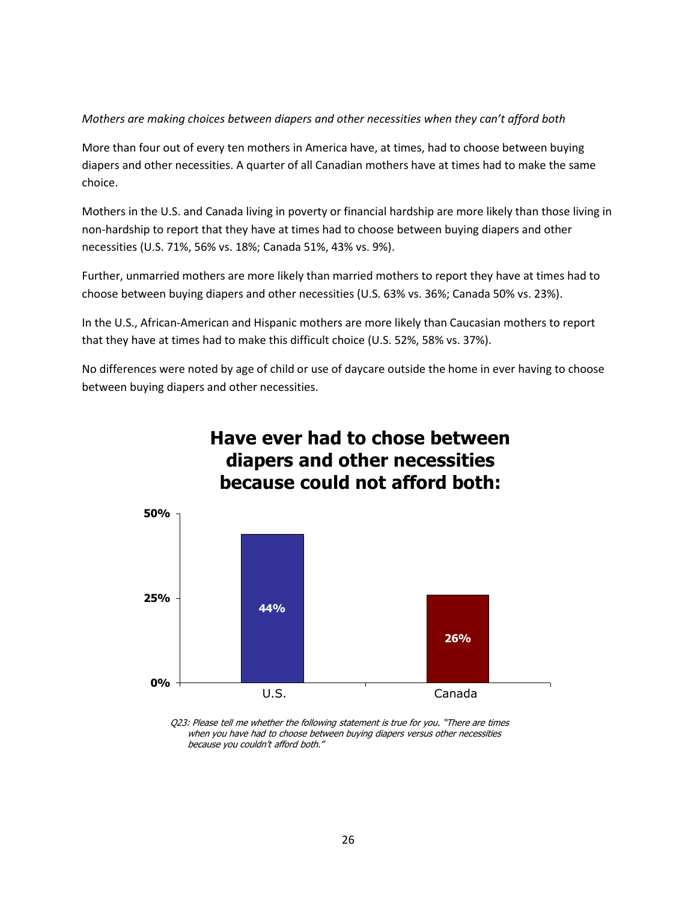*Mothers are making choices between diapers and other necessities when they can't afford both*

More than four out of every ten mothers in America have, at times, had to choose between buying diapers and other necessities. A quarter of all Canadian mothers have at times had to make the same choice.

Mothers in the U.S. and Canada living in poverty or financial hardship are more likely than those living in non-hardship to report that they have at times had to choose between buying diapers and other necessities (U.S. 71%, 56% vs. 18%; Canada 51%, 43% vs. 9%).

Further, unmarried mothers are more likely than married mothers to report they have at times had to choose between buying diapers and other necessities (U.S. 63% vs. 36%; Canada 50% vs. 23%).

In the U.S., African-American and Hispanic mothers are more likely than Caucasian mothers to report that they have at times had to make this difficult choice (U.S. 52%, 58% vs. 37%).

No differences were noted by age of child or use of daycare outside the home in ever having to choose between buying diapers and other necessities.

**Have ever had to chose between diapers and other necessities because could not afford both:**

| | U.S. | Canada |
|---|---|---|
| Have ever had to chose between diapers and other necessities | 44% | 26% |

*Q23: Please tell me whether the following statement is true for you. "There are times when you have had to choose between buying diapers versus other necessities because you couldn't afford both."*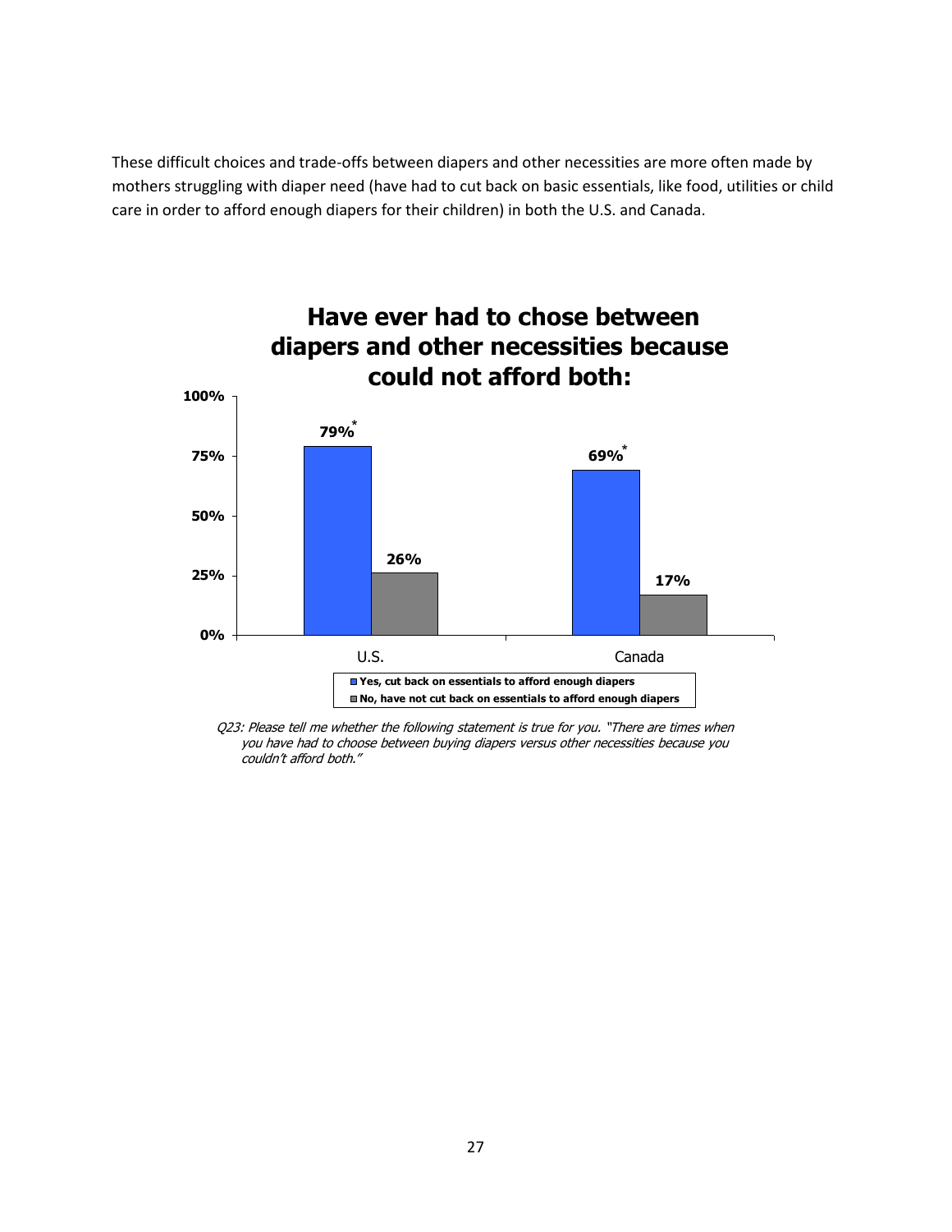These difficult choices and trade-offs between diapers and other necessities are more often made by mothers struggling with diaper need (have had to cut back on basic essentials, like food, utilities or child care in order to afford enough diapers for their children) in both the U.S. and Canada.

**Have ever had to chose between diapers and other necessities because could not afford both:**

| | Yes, cut back on essentials to afford enough diapers | No, have not cut back on essentials to afford enough diapers |
|---|---|---|
| U.S. | 79%* | 26% |
| Canada | 69%* | 17% |

*Q23: Please tell me whether the following statement is true for you. "There are times when you have had to choose between buying diapers versus other necessities because you couldn't afford both."*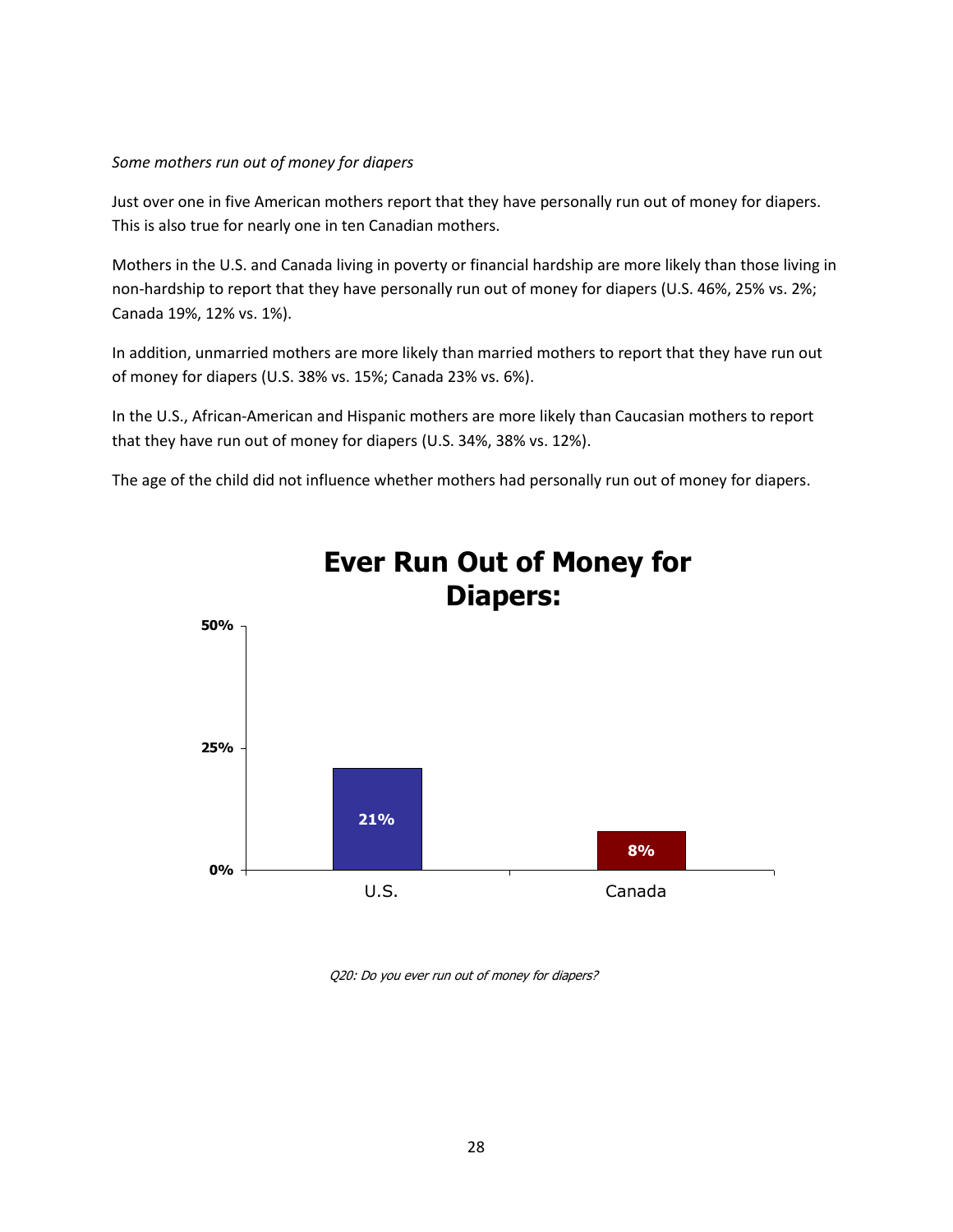*Some mothers run out of money for diapers*

Just over one in five American mothers report that they have personally run out of money for diapers. This is also true for nearly one in ten Canadian mothers.

Mothers in the U.S. and Canada living in poverty or financial hardship are more likely than those living in non-hardship to report that they have personally run out of money for diapers (U.S. 46%, 25% vs. 2%; Canada 19%, 12% vs. 1%).

In addition, unmarried mothers are more likely than married mothers to report that they have run out of money for diapers (U.S. 38% vs. 15%; Canada 23% vs. 6%).

In the U.S., African-American and Hispanic mothers are more likely than Caucasian mothers to report that they have run out of money for diapers (U.S. 34%, 38% vs. 12%).

The age of the child did not influence whether mothers had personally run out of money for diapers.

**Ever Run Out of Money for Diapers:**

| | U.S. | Canada |
|---|---|---|
| Ever run out of money for diapers | 21% | 8% |

*Q20: Do you ever run out of money for diapers?*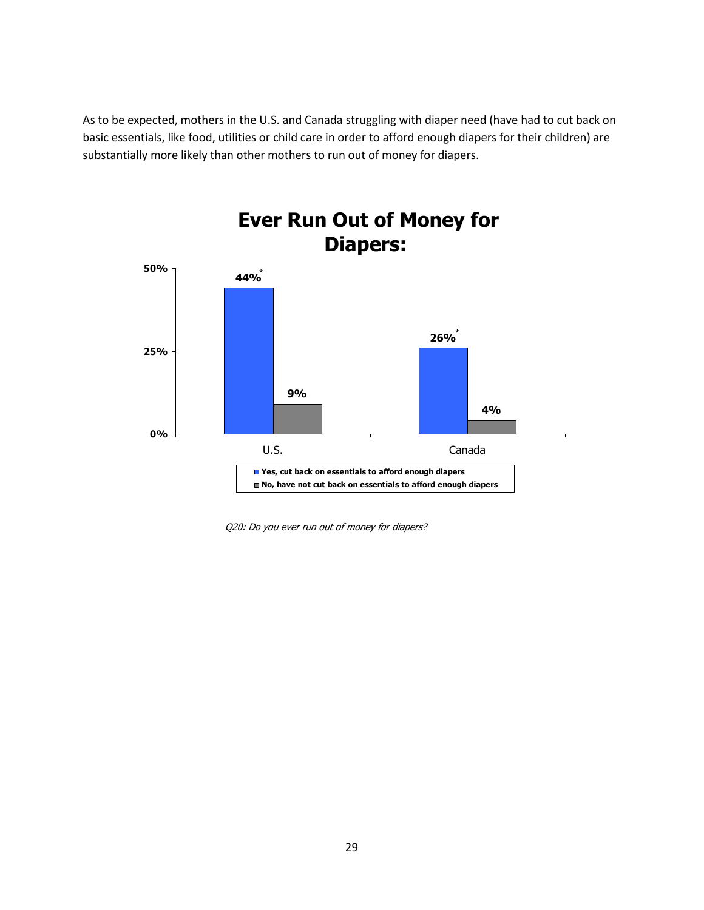As to be expected, mothers in the U.S. and Canada struggling with diaper need (have had to cut back on basic essentials, like food, utilities or child care in order to afford enough diapers for their children) are substantially more likely than other mothers to run out of money for diapers.

**Ever Run Out of Money for Diapers:**

| | Yes, cut back on essentials to afford enough diapers | No, have not cut back on essentials to afford enough diapers |
|---|---|---|
| U.S. | 44%* | 9% |
| Canada | 26%* | 4% |

*Q20: Do you ever run out of money for diapers?*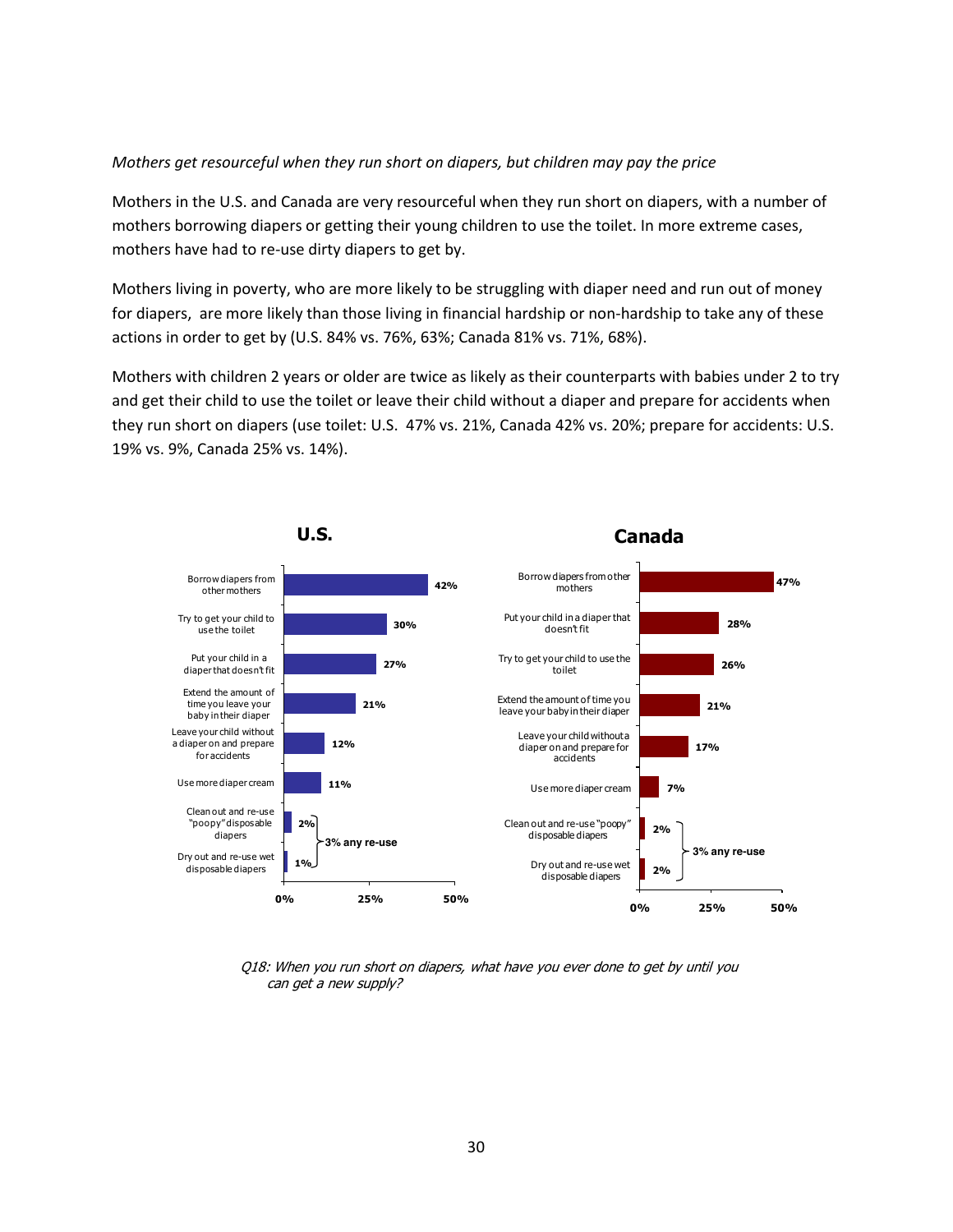*Mothers get resourceful when they run short on diapers, but children may pay the price*

Mothers in the U.S. and Canada are very resourceful when they run short on diapers, with a number of mothers borrowing diapers or getting their young children to use the toilet. In more extreme cases, mothers have had to re-use dirty diapers to get by.

Mothers living in poverty, who are more likely to be struggling with diaper need and run out of money for diapers, are more likely than those living in financial hardship or non-hardship to take any of these actions in order to get by (U.S. 84% vs. 76%, 63%; Canada 81% vs. 71%, 68%).

Mothers with children 2 years or older are twice as likely as their counterparts with babies under 2 to try and get their child to use the toilet or leave their child without a diaper and prepare for accidents when they run short on diapers (use toilet: U.S. 47% vs. 21%, Canada 42% vs. 20%; prepare for accidents: U.S. 19% vs. 9%, Canada 25% vs. 14%).

**U.S.**

| Action | % |
|---|---|
| Borrow diapers from other mothers | 42% |
| Try to get your child to use the toilet | 30% |
| Put your child in a diaper that doesn't fit | 27% |
| Extend the amount of time you leave your baby in their diaper | 21% |
| Leave your child without a diaper on and prepare for accidents | 12% |
| Use more diaper cream | 11% |
| Clean out and re-use "poopy" disposable diapers | 2% |
| Dry out and re-use wet disposable diapers | 1% |

3% any re-use

**Canada**

| Action | % |
|---|---|
| Borrow diapers from other mothers | 47% |
| Put your child in a diaper that doesn't fit | 28% |
| Try to get your child to use the toilet | 26% |
| Extend the amount of time you leave your baby in their diaper | 21% |
| Leave your child without a diaper on and prepare for accidents | 17% |
| Use more diaper cream | 7% |
| Clean out and re-use "poopy" disposable diapers | 2% |
| Dry out and re-use wet disposable diapers | 2% |

3% any re-use

*Q18: When you run short on diapers, what have you ever done to get by until you can get a new supply?*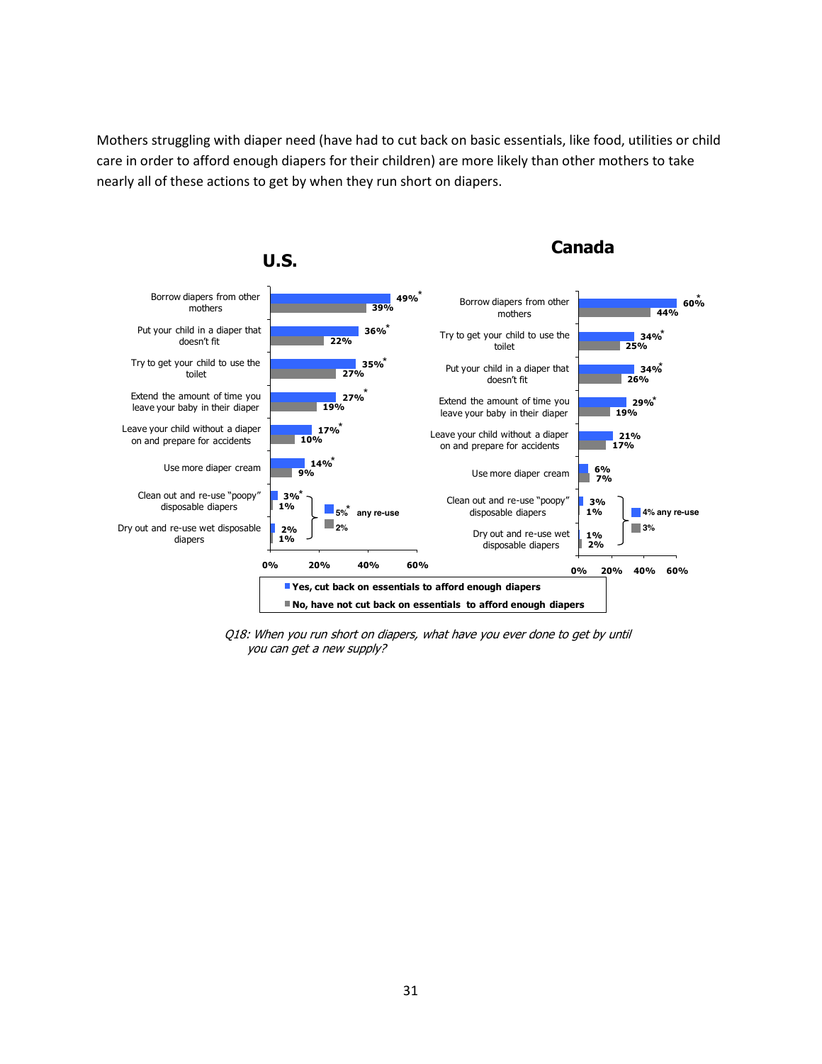Mothers struggling with diaper need (have had to cut back on basic essentials, like food, utilities or child care in order to afford enough diapers for their children) are more likely than other mothers to take nearly all of these actions to get by when they run short on diapers.

**U.S.**

| Action | Yes, cut back on essentials to afford enough diapers | No, have not cut back on essentials to afford enough diapers |
|---|---|---|
| Borrow diapers from other mothers | 49%* | 39% |
| Put your child in a diaper that doesn't fit | 36%* | 22% |
| Try to get your child to use the toilet | 35%* | 27% |
| Extend the amount of time you leave your baby in their diaper | 27%* | 19% |
| Leave your child without a diaper on and prepare for accidents | 17%* | 10% |
| Use more diaper cream | 14%* | 9% |
| Clean out and re-use "poopy" disposable diapers | 3%* | 1% |
| Dry out and re-use wet disposable diapers | 2% | 1% |
| Any re-use | 5%* | 2% |

**Canada**

| Action | Yes, cut back on essentials to afford enough diapers | No, have not cut back on essentials to afford enough diapers |
|---|---|---|
| Borrow diapers from other mothers | 60%* | 44% |
| Try to get your child to use the toilet | 34%* | 25% |
| Put your child in a diaper that doesn't fit | 34%* | 26% |
| Extend the amount of time you leave your baby in their diaper | 29%* | 19% |
| Leave your child without a diaper on and prepare for accidents | 21% | 17% |
| Use more diaper cream | 6% | 7% |
| Clean out and re-use "poopy" disposable diapers | 3% | 1% |
| Dry out and re-use wet disposable diapers | 1% | 2% |
| Any re-use | 4% | 3% |

*Q18: When you run short on diapers, what have you ever done to get by until you can get a new supply?*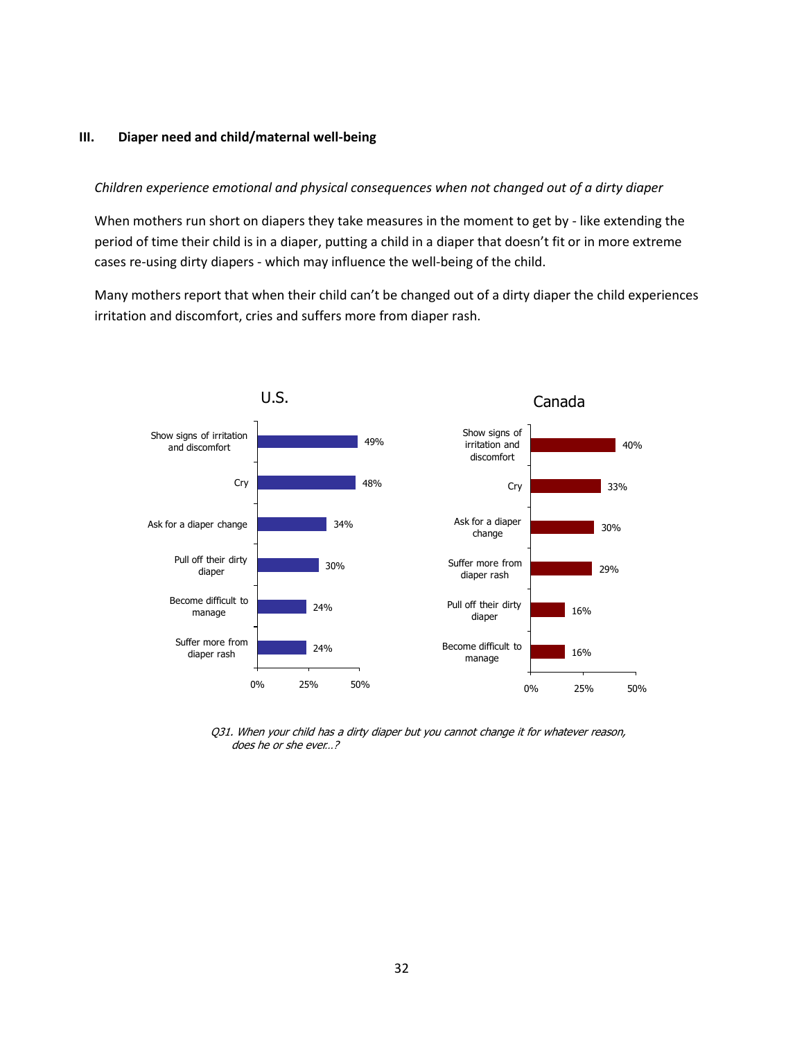### III. Diaper need and child/maternal well-being

*Children experience emotional and physical consequences when not changed out of a dirty diaper*

When mothers run short on diapers they take measures in the moment to get by - like extending the period of time their child is in a diaper, putting a child in a diaper that doesn't fit or in more extreme cases re-using dirty diapers - which may influence the well-being of the child.

Many mothers report that when their child can't be changed out of a dirty diaper the child experiences irritation and discomfort, cries and suffers more from diaper rash.

**U.S.**

| Response | % |
|---|---|
| Show signs of irritation and discomfort | 49% |
| Cry | 48% |
| Ask for a diaper change | 34% |
| Pull off their dirty diaper | 30% |
| Become difficult to manage | 24% |
| Suffer more from diaper rash | 24% |

**Canada**

| Response | % |
|---|---|
| Show signs of irritation and discomfort | 40% |
| Cry | 33% |
| Ask for a diaper change | 30% |
| Suffer more from diaper rash | 29% |
| Pull off their dirty diaper | 16% |
| Become difficult to manage | 16% |

*Q31. When your child has a dirty diaper but you cannot change it for whatever reason, does he or she ever...?*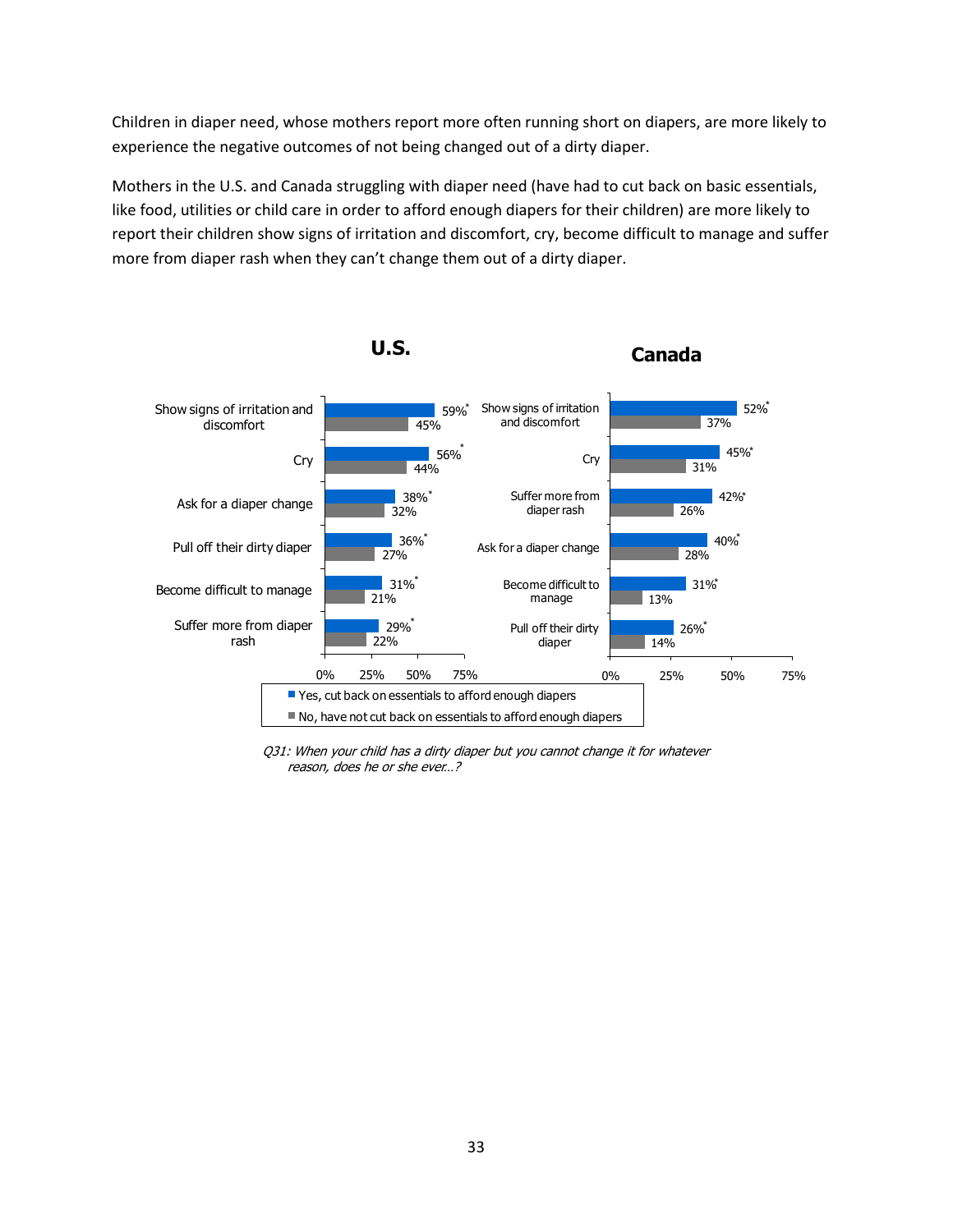Children in diaper need, whose mothers report more often running short on diapers, are more likely to experience the negative outcomes of not being changed out of a dirty diaper.

Mothers in the U.S. and Canada struggling with diaper need (have had to cut back on basic essentials, like food, utilities or child care in order to afford enough diapers for their children) are more likely to report their children show signs of irritation and discomfort, cry, become difficult to manage and suffer more from diaper rash when they can't change them out of a dirty diaper.

**U.S.**

| | Yes, cut back on essentials to afford enough diapers | No, have not cut back on essentials to afford enough diapers |
|---|---|---|
| Show signs of irritation and discomfort | 59%* | 45% |
| Cry | 56%* | 44% |
| Ask for a diaper change | 38%* | 32% |
| Pull off their dirty diaper | 36%* | 27% |
| Become difficult to manage | 31%* | 21% |
| Suffer more from diaper rash | 29%* | 22% |

**Canada**

| | Yes, cut back on essentials to afford enough diapers | No, have not cut back on essentials to afford enough diapers |
|---|---|---|
| Show signs of irritation and discomfort | 52%* | 37% |
| Cry | 45%* | 31% |
| Suffer more from diaper rash | 42%* | 26% |
| Ask for a diaper change | 40%* | 28% |
| Become difficult to manage | 31%* | 13% |
| Pull off their dirty diaper | 26%* | 14% |

*Q31: When your child has a dirty diaper but you cannot change it for whatever reason, does he or she ever…?*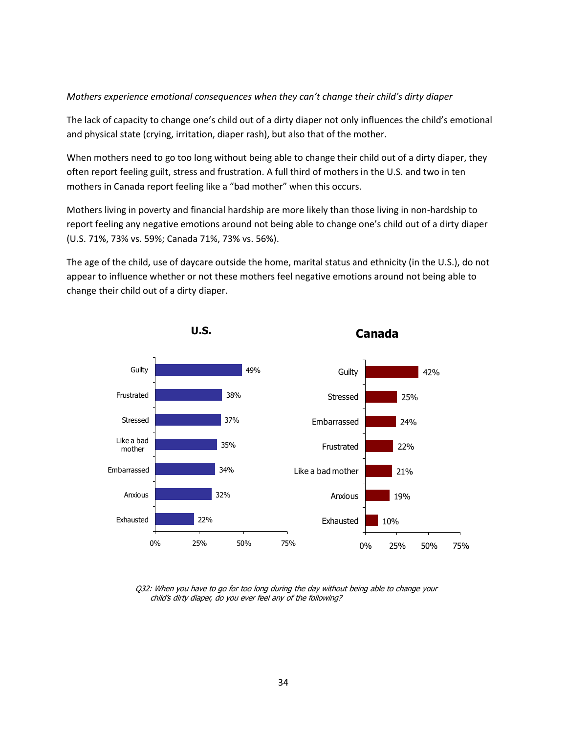*Mothers experience emotional consequences when they can't change their child's dirty diaper*

The lack of capacity to change one's child out of a dirty diaper not only influences the child's emotional and physical state (crying, irritation, diaper rash), but also that of the mother.

When mothers need to go too long without being able to change their child out of a dirty diaper, they often report feeling guilt, stress and frustration. A full third of mothers in the U.S. and two in ten mothers in Canada report feeling like a "bad mother" when this occurs.

Mothers living in poverty and financial hardship are more likely than those living in non-hardship to report feeling any negative emotions around not being able to change one's child out of a dirty diaper (U.S. 71%, 73% vs. 59%; Canada 71%, 73% vs. 56%).

The age of the child, use of daycare outside the home, marital status and ethnicity (in the U.S.), do not appear to influence whether or not these mothers feel negative emotions around not being able to change their child out of a dirty diaper.

**U.S.**

| Feeling | % |
|---|---|
| Guilty | 49% |
| Frustrated | 38% |
| Stressed | 37% |
| Like a bad mother | 35% |
| Embarrassed | 34% |
| Anxious | 32% |
| Exhausted | 22% |

**Canada**

| Feeling | % |
|---|---|
| Guilty | 42% |
| Stressed | 25% |
| Embarrassed | 24% |
| Frustrated | 22% |
| Like a bad mother | 21% |
| Anxious | 19% |
| Exhausted | 10% |

*Q32: When you have to go for too long during the day without being able to change your child's dirty diaper, do you ever feel any of the following?*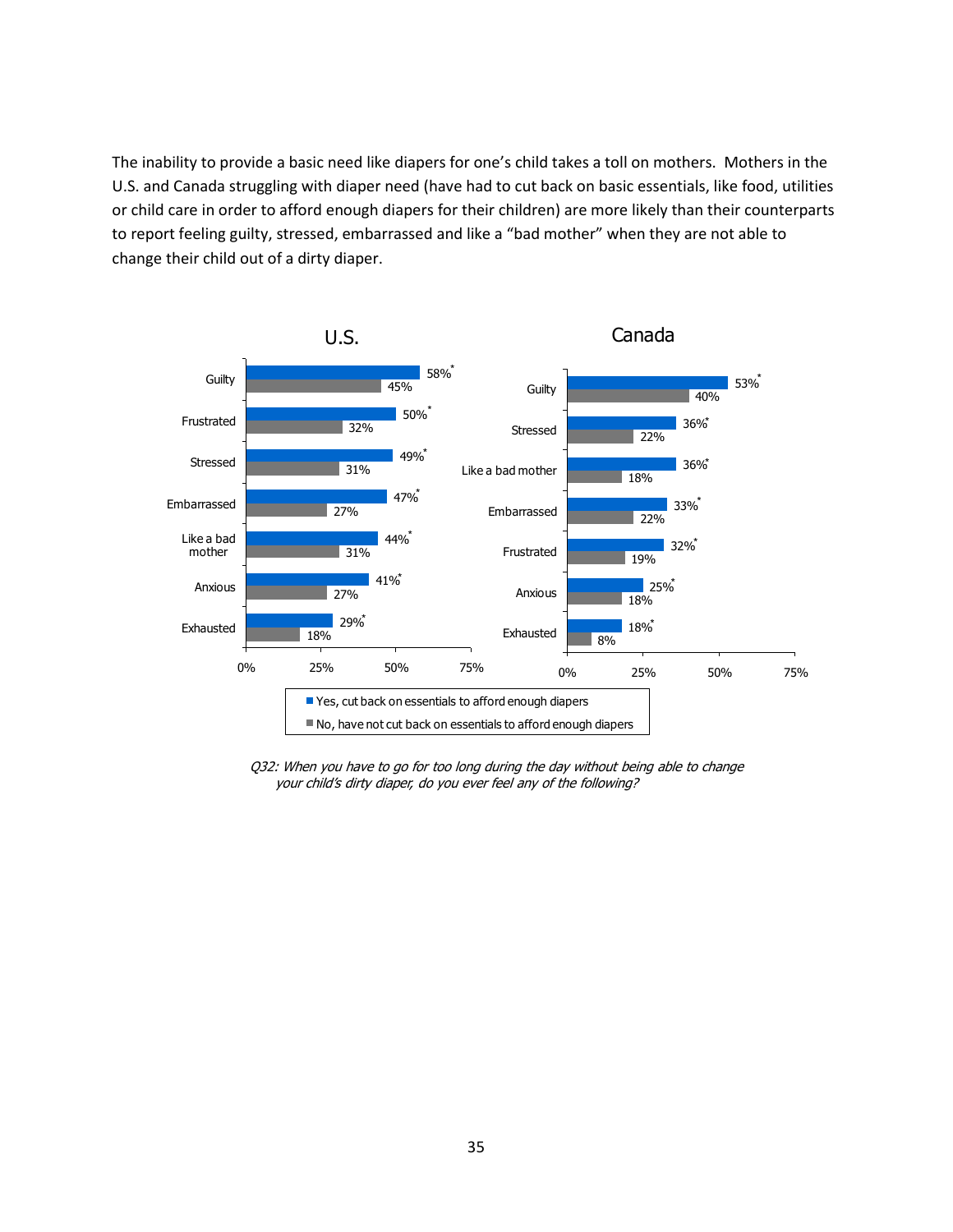The inability to provide a basic need like diapers for one's child takes a toll on mothers. Mothers in the U.S. and Canada struggling with diaper need (have had to cut back on basic essentials, like food, utilities or child care in order to afford enough diapers for their children) are more likely than their counterparts to report feeling guilty, stressed, embarrassed and like a "bad mother" when they are not able to change their child out of a dirty diaper.

**U.S.**

| Feeling | Yes, cut back on essentials to afford enough diapers | No, have not cut back on essentials to afford enough diapers |
|---|---|---|
| Guilty | 58%* | 45% |
| Frustrated | 50%* | 32% |
| Stressed | 49%* | 31% |
| Embarrassed | 47%* | 27% |
| Like a bad mother | 44%* | 31% |
| Anxious | 41%* | 27% |
| Exhausted | 29%* | 18% |

**Canada**

| Feeling | Yes, cut back on essentials to afford enough diapers | No, have not cut back on essentials to afford enough diapers |
|---|---|---|
| Guilty | 53%* | 40% |
| Stressed | 36%* | 22% |
| Like a bad mother | 36%* | 18% |
| Embarrassed | 33%* | 22% |
| Frustrated | 32%* | 19% |
| Anxious | 25%* | 18% |
| Exhausted | 18%* | 8% |

*Q32: When you have to go for too long during the day without being able to change your child's dirty diaper, do you ever feel any of the following?*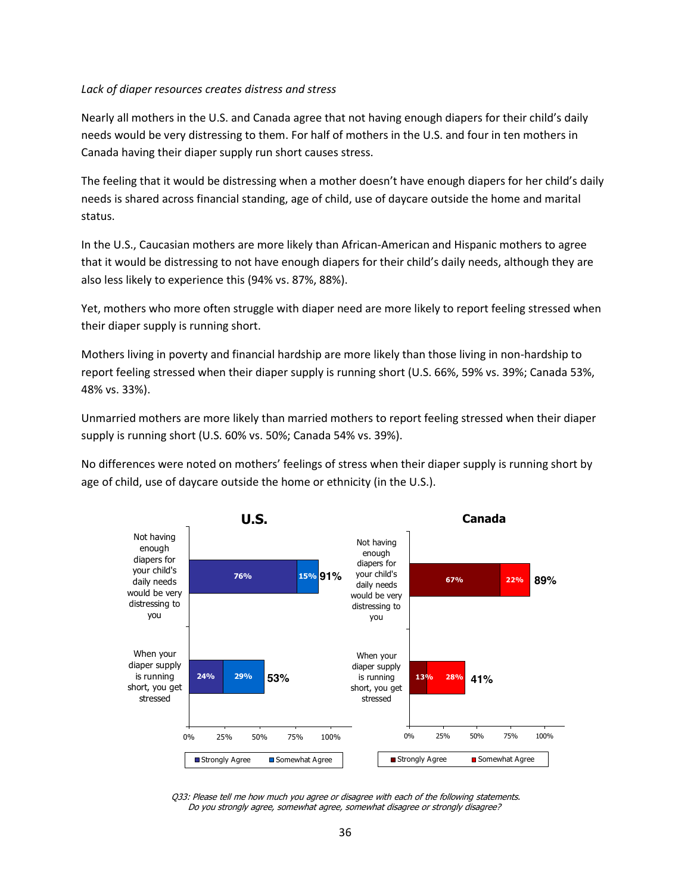*Lack of diaper resources creates distress and stress*

Nearly all mothers in the U.S. and Canada agree that not having enough diapers for their child's daily needs would be very distressing to them. For half of mothers in the U.S. and four in ten mothers in Canada having their diaper supply run short causes stress.

The feeling that it would be distressing when a mother doesn't have enough diapers for her child's daily needs is shared across financial standing, age of child, use of daycare outside the home and marital status.

In the U.S., Caucasian mothers are more likely than African-American and Hispanic mothers to agree that it would be distressing to not have enough diapers for their child's daily needs, although they are also less likely to experience this (94% vs. 87%, 88%).

Yet, mothers who more often struggle with diaper need are more likely to report feeling stressed when their diaper supply is running short.

Mothers living in poverty and financial hardship are more likely than those living in non-hardship to report feeling stressed when their diaper supply is running short (U.S. 66%, 59% vs. 39%; Canada 53%, 48% vs. 33%).

Unmarried mothers are more likely than married mothers to report feeling stressed when their diaper supply is running short (U.S. 60% vs. 50%; Canada 54% vs. 39%).

No differences were noted on mothers' feelings of stress when their diaper supply is running short by age of child, use of daycare outside the home or ethnicity (in the U.S.).

**U.S.**

| Statement | Strongly Agree | Somewhat Agree | Total |
|---|---|---|---|
| Not having enough diapers for your child's daily needs would be very distressing to you | 76% | 15% | 91% |
| When your diaper supply is running short, you get stressed | 24% | 29% | 53% |

**Canada**

| Statement | Strongly Agree | Somewhat Agree | Total |
|---|---|---|---|
| Not having enough diapers for your child's daily needs would be very distressing to you | 67% | 22% | 89% |
| When your diaper supply is running short, you get stressed | 13% | 28% | 41% |

*Q33: Please tell me how much you agree or disagree with each of the following statements. Do you strongly agree, somewhat agree, somewhat disagree or strongly disagree?*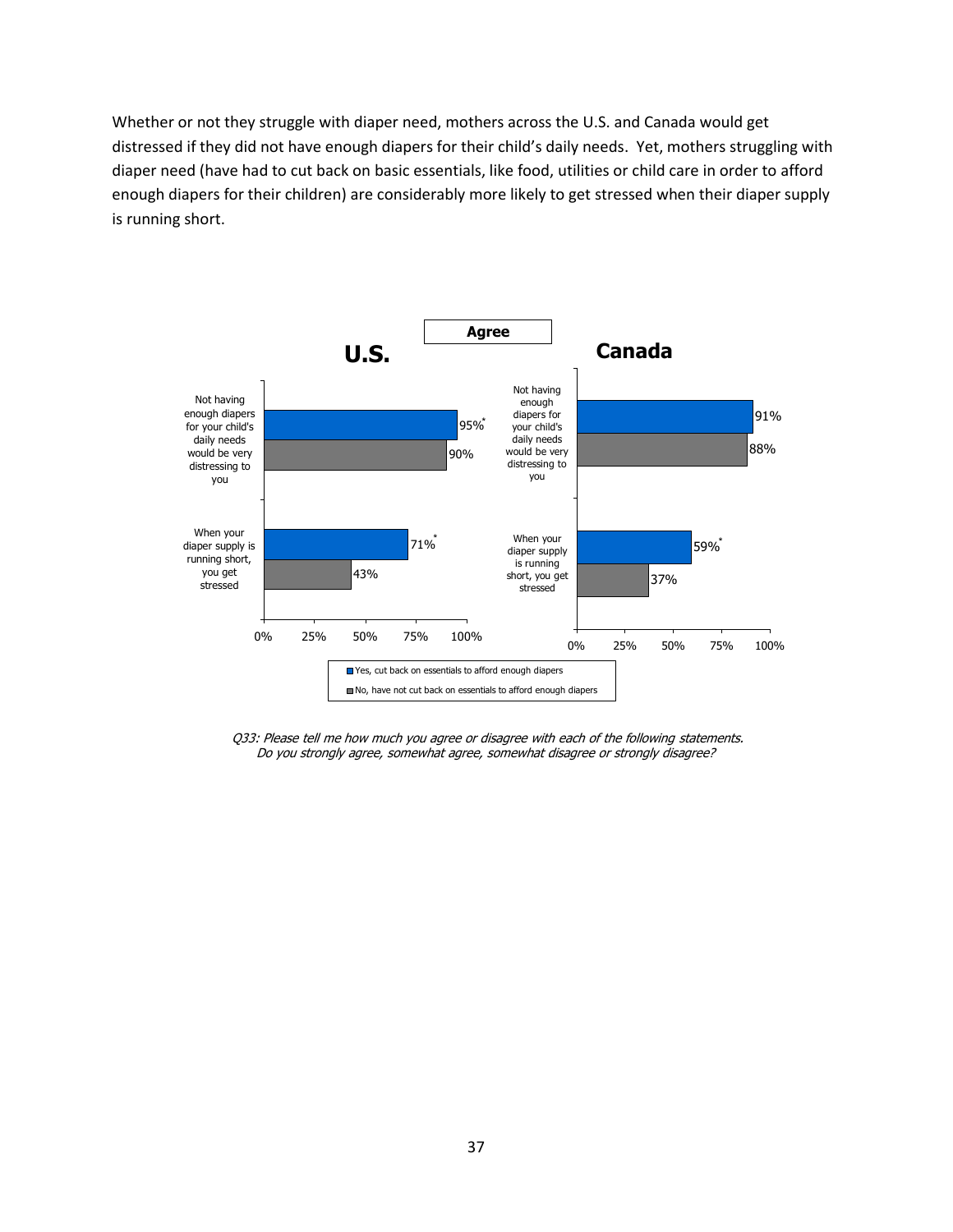Whether or not they struggle with diaper need, mothers across the U.S. and Canada would get distressed if they did not have enough diapers for their child's daily needs. Yet, mothers struggling with diaper need (have had to cut back on basic essentials, like food, utilities or child care in order to afford enough diapers for their children) are considerably more likely to get stressed when their diaper supply is running short.

**Agree**

| | U.S. – Yes, cut back on essentials to afford enough diapers | U.S. – No, have not cut back on essentials to afford enough diapers | Canada – Yes, cut back on essentials to afford enough diapers | Canada – No, have not cut back on essentials to afford enough diapers |
|---|---|---|---|---|
| Not having enough diapers for your child's daily needs would be very distressing to you | 95%* | 90% | 91% | 88% |
| When your diaper supply is running short, you get stressed | 71%* | 43% | 59%* | 37% |

*Q33: Please tell me how much you agree or disagree with each of the following statements. Do you strongly agree, somewhat agree, somewhat disagree or strongly disagree?*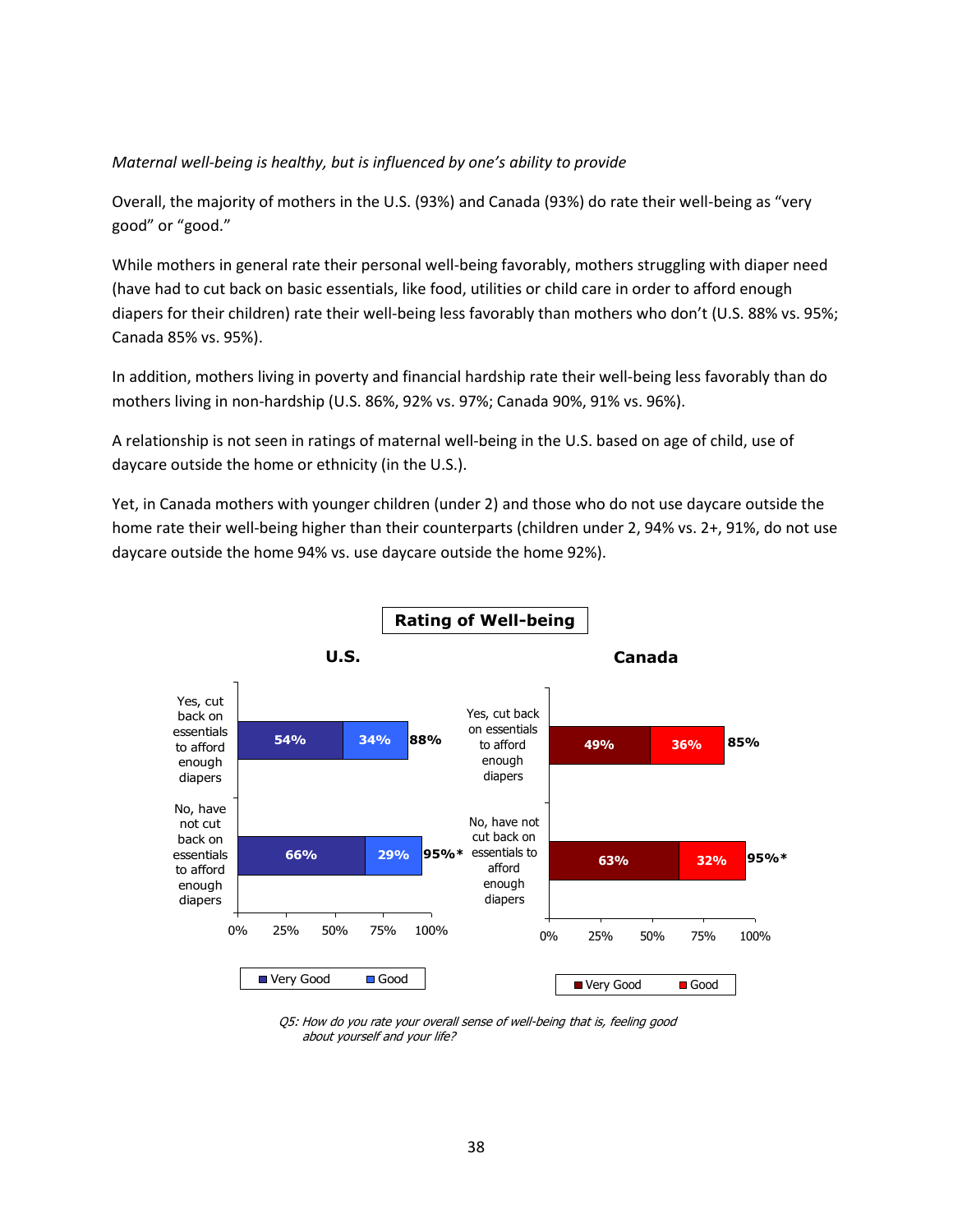*Maternal well-being is healthy, but is influenced by one's ability to provide*

Overall, the majority of mothers in the U.S. (93%) and Canada (93%) do rate their well-being as "very good" or "good."

While mothers in general rate their personal well-being favorably, mothers struggling with diaper need (have had to cut back on basic essentials, like food, utilities or child care in order to afford enough diapers for their children) rate their well-being less favorably than mothers who don't (U.S. 88% vs. 95%; Canada 85% vs. 95%).

In addition, mothers living in poverty and financial hardship rate their well-being less favorably than do mothers living in non-hardship (U.S. 86%, 92% vs. 97%; Canada 90%, 91% vs. 96%).

A relationship is not seen in ratings of maternal well-being in the U.S. based on age of child, use of daycare outside the home or ethnicity (in the U.S.).

Yet, in Canada mothers with younger children (under 2) and those who do not use daycare outside the home rate their well-being higher than their counterparts (children under 2, 94% vs. 2+, 91%, do not use daycare outside the home 94% vs. use daycare outside the home 92%).

**Rating of Well-being**

**U.S.**

| | Very Good | Good | Total |
|---|---|---|---|
| Yes, cut back on essentials to afford enough diapers | 54% | 34% | 88% |
| No, have not cut back on essentials to afford enough diapers | 66% | 29% | 95%* |

**Canada**

| | Very Good | Good | Total |
|---|---|---|---|
| Yes, cut back on essentials to afford enough diapers | 49% | 36% | 85% |
| No, have not cut back on essentials to afford enough diapers | 63% | 32% | 95%* |

*Q5: How do you rate your overall sense of well-being that is, feeling good about yourself and your life?*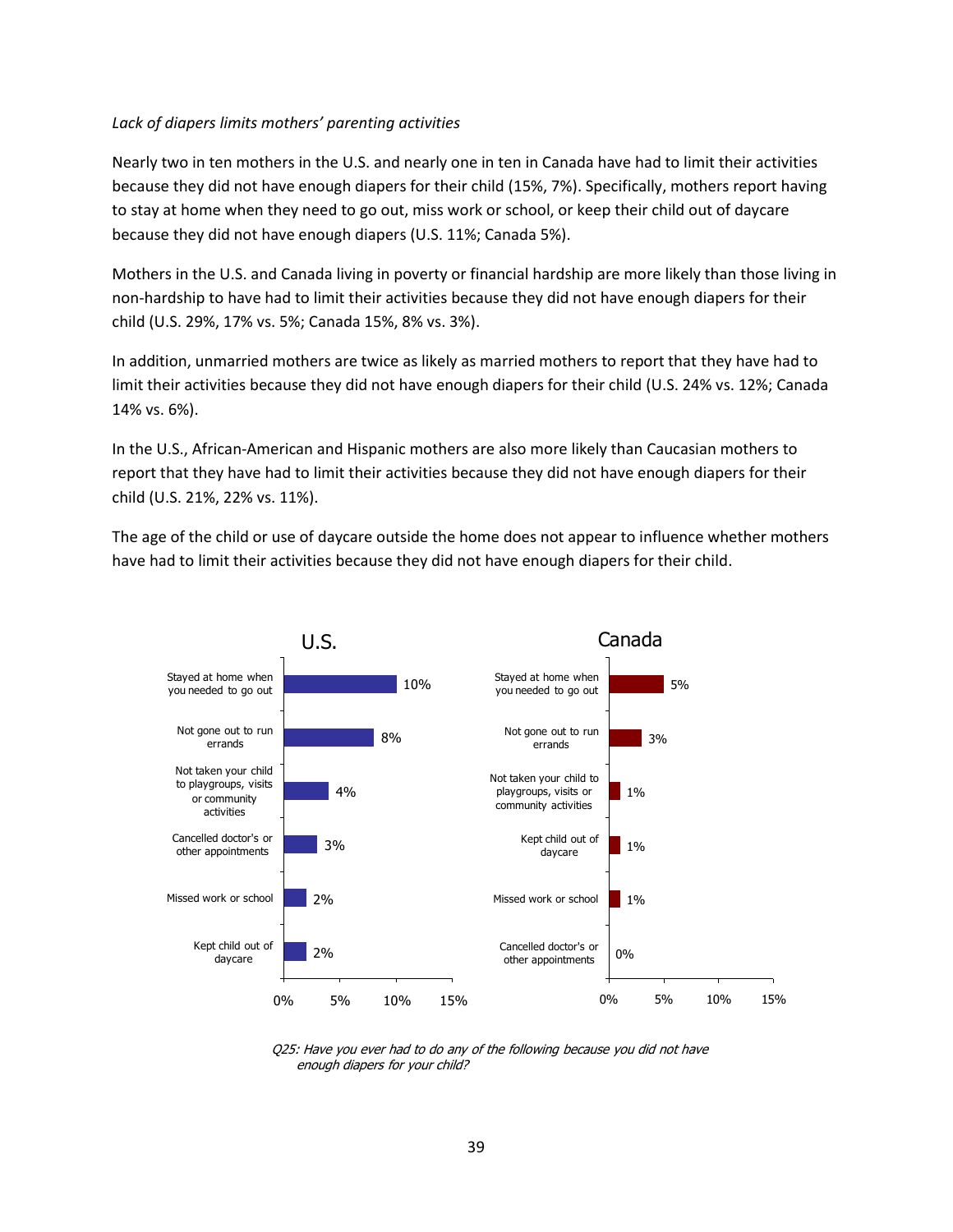*Lack of diapers limits mothers' parenting activities*

Nearly two in ten mothers in the U.S. and nearly one in ten in Canada have had to limit their activities because they did not have enough diapers for their child (15%, 7%). Specifically, mothers report having to stay at home when they need to go out, miss work or school, or keep their child out of daycare because they did not have enough diapers (U.S. 11%; Canada 5%).

Mothers in the U.S. and Canada living in poverty or financial hardship are more likely than those living in non-hardship to have had to limit their activities because they did not have enough diapers for their child (U.S. 29%, 17% vs. 5%; Canada 15%, 8% vs. 3%).

In addition, unmarried mothers are twice as likely as married mothers to report that they have had to limit their activities because they did not have enough diapers for their child (U.S. 24% vs. 12%; Canada 14% vs. 6%).

In the U.S., African-American and Hispanic mothers are also more likely than Caucasian mothers to report that they have had to limit their activities because they did not have enough diapers for their child (U.S. 21%, 22% vs. 11%).

The age of the child or use of daycare outside the home does not appear to influence whether mothers have had to limit their activities because they did not have enough diapers for their child.

**U.S.**

| Activity | % |
|---|---|
| Stayed at home when you needed to go out | 10% |
| Not gone out to run errands | 8% |
| Not taken your child to playgroups, visits or community activities | 4% |
| Cancelled doctor's or other appointments | 3% |
| Missed work or school | 2% |
| Kept child out of daycare | 2% |

**Canada**

| Activity | % |
|---|---|
| Stayed at home when you needed to go out | 5% |
| Not gone out to run errands | 3% |
| Not taken your child to playgroups, visits or community activities | 1% |
| Kept child out of daycare | 1% |
| Missed work or school | 1% |
| Cancelled doctor's or other appointments | 0% |

*Q25: Have you ever had to do any of the following because you did not have enough diapers for your child?*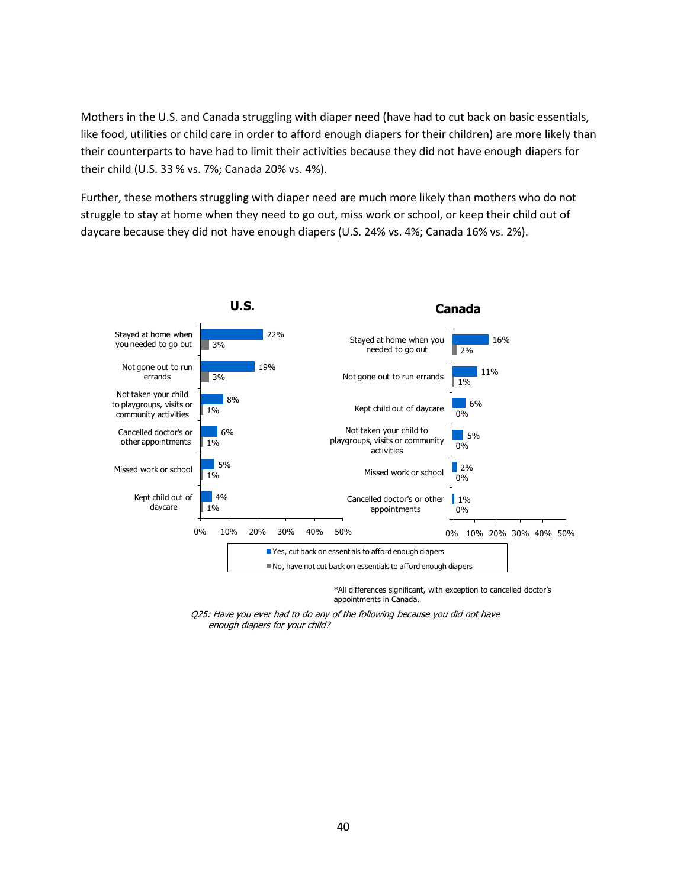Mothers in the U.S. and Canada struggling with diaper need (have had to cut back on basic essentials, like food, utilities or child care in order to afford enough diapers for their children) are more likely than their counterparts to have had to limit their activities because they did not have enough diapers for their child (U.S. 33 % vs. 7%; Canada 20% vs. 4%).

Further, these mothers struggling with diaper need are much more likely than mothers who do not struggle to stay at home when they need to go out, miss work or school, or keep their child out of daycare because they did not have enough diapers (U.S. 24% vs. 4%; Canada 16% vs. 2%).

**U.S.**

| | Yes, cut back on essentials to afford enough diapers | No, have not cut back on essentials to afford enough diapers |
|---|---|---|
| Stayed at home when you needed to go out | 22% | 3% |
| Not gone out to run errands | 19% | 3% |
| Not taken your child to playgroups, visits or community activities | 8% | 1% |
| Cancelled doctor's or other appointments | 6% | 1% |
| Missed work or school | 5% | 1% |
| Kept child out of daycare | 4% | 1% |

**Canada**

| | Yes, cut back on essentials to afford enough diapers | No, have not cut back on essentials to afford enough diapers |
|---|---|---|
| Stayed at home when you needed to go out | 16% | 2% |
| Not gone out to run errands | 11% | 1% |
| Kept child out of daycare | 6% | 0% |
| Not taken your child to playgroups, visits or community activities | 5% | 0% |
| Missed work or school | 2% | 0% |
| Cancelled doctor's or other appointments | 1% | 0% |

*All differences significant, with exception to cancelled doctor's appointments in Canada.

*Q25: Have you ever had to do any of the following because you did not have enough diapers for your child?*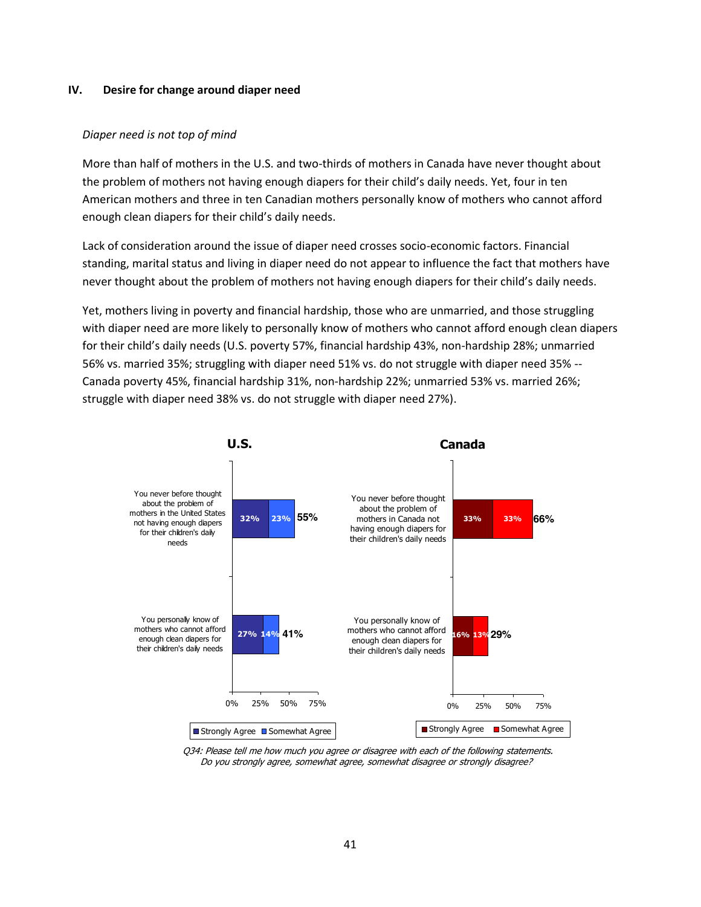## IV. Desire for change around diaper need

*Diaper need is not top of mind*

More than half of mothers in the U.S. and two-thirds of mothers in Canada have never thought about the problem of mothers not having enough diapers for their child's daily needs. Yet, four in ten American mothers and three in ten Canadian mothers personally know of mothers who cannot afford enough clean diapers for their child's daily needs.

Lack of consideration around the issue of diaper need crosses socio-economic factors. Financial standing, marital status and living in diaper need do not appear to influence the fact that mothers have never thought about the problem of mothers not having enough diapers for their child's daily needs.

Yet, mothers living in poverty and financial hardship, those who are unmarried, and those struggling with diaper need are more likely to personally know of mothers who cannot afford enough clean diapers for their child's daily needs (U.S. poverty 57%, financial hardship 43%, non-hardship 28%; unmarried 56% vs. married 35%; struggling with diaper need 51% vs. do not struggle with diaper need 35% -- Canada poverty 45%, financial hardship 31%, non-hardship 22%; unmarried 53% vs. married 26%; struggle with diaper need 38% vs. do not struggle with diaper need 27%).

**U.S.**

| Statement | Strongly Agree | Somewhat Agree | Total |
|---|---|---|---|
| You never before thought about the problem of mothers in the United States not having enough diapers for their children's daily needs | 32% | 23% | 55% |
| You personally know of mothers who cannot afford enough clean diapers for their children's daily needs | 27% | 14% | 41% |

**Canada**

| Statement | Strongly Agree | Somewhat Agree | Total |
|---|---|---|---|
| You never before thought about the problem of mothers in Canada not having enough diapers for their children's daily needs | 33% | 33% | 66% |
| You personally know of mothers who cannot afford enough clean diapers for their children's daily needs | 16% | 13% | 29% |

*Q34: Please tell me how much you agree or disagree with each of the following statements. Do you strongly agree, somewhat agree, somewhat disagree or strongly disagree?*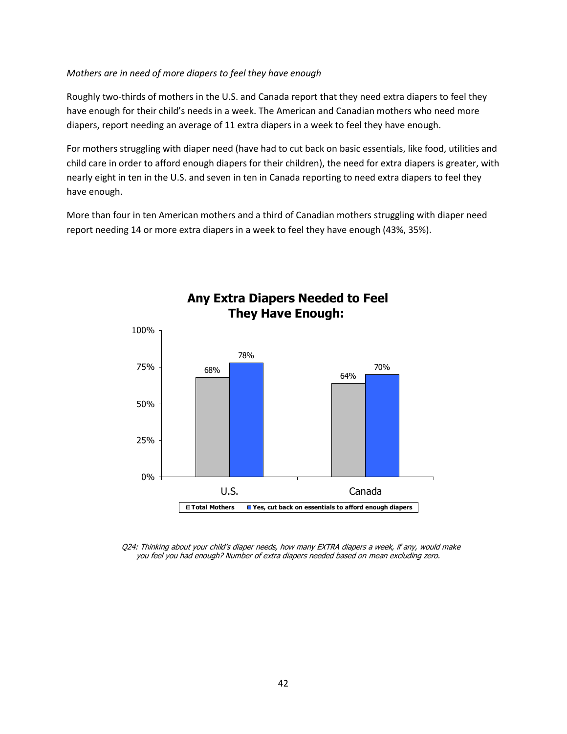*Mothers are in need of more diapers to feel they have enough*

Roughly two-thirds of mothers in the U.S. and Canada report that they need extra diapers to feel they have enough for their child's needs in a week. The American and Canadian mothers who need more diapers, report needing an average of 11 extra diapers in a week to feel they have enough.

For mothers struggling with diaper need (have had to cut back on basic essentials, like food, utilities and child care in order to afford enough diapers for their children), the need for extra diapers is greater, with nearly eight in ten in the U.S. and seven in ten in Canada reporting to need extra diapers to feel they have enough.

More than four in ten American mothers and a third of Canadian mothers struggling with diaper need report needing 14 or more extra diapers in a week to feel they have enough (43%, 35%).

**Any Extra Diapers Needed to Feel They Have Enough:**

| | Total Mothers | Yes, cut back on essentials to afford enough diapers |
|---|---|---|
| U.S. | 68% | 78% |
| Canada | 64% | 70% |

*Q24: Thinking about your child's diaper needs, how many EXTRA diapers a week, if any, would make you feel you had enough? Number of extra diapers needed based on mean excluding zero.*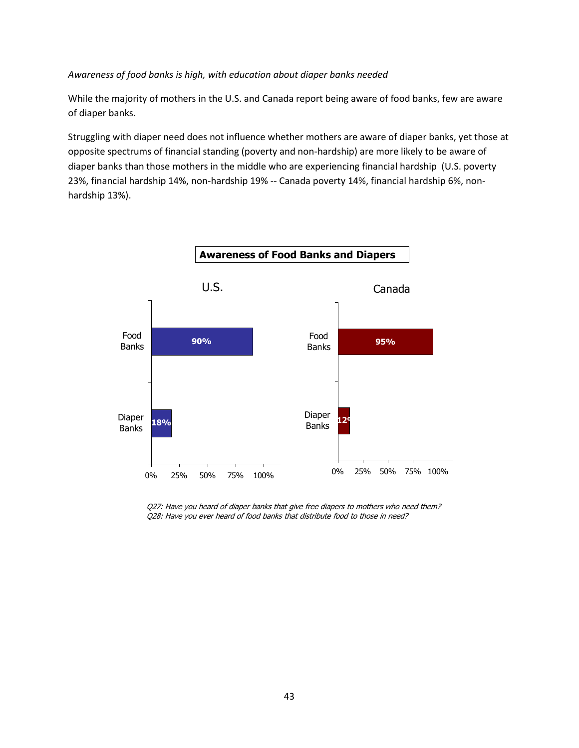*Awareness of food banks is high, with education about diaper banks needed*

While the majority of mothers in the U.S. and Canada report being aware of food banks, few are aware of diaper banks.

Struggling with diaper need does not influence whether mothers are aware of diaper banks, yet those at opposite spectrums of financial standing (poverty and non-hardship) are more likely to be aware of diaper banks than those mothers in the middle who are experiencing financial hardship (U.S. poverty 23%, financial hardship 14%, non-hardship 19% -- Canada poverty 14%, financial hardship 6%, non-hardship 13%).

**Awareness of Food Banks and Diapers**

| | U.S. | Canada |
|---|---|---|
| Food Banks | 90% | 95% |
| Diaper Banks | 18% | 12% |

*Q27: Have you heard of diaper banks that give free diapers to mothers who need them?*
*Q28: Have you ever heard of food banks that distribute food to those in need?*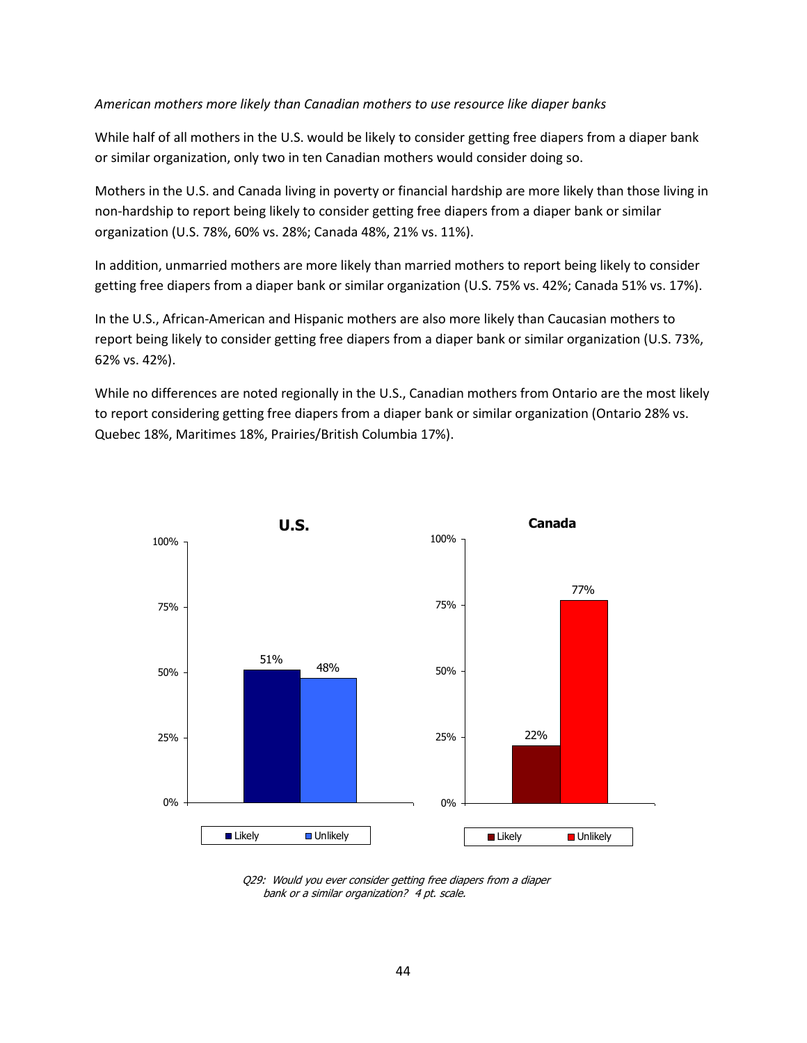*American mothers more likely than Canadian mothers to use resource like diaper banks*

While half of all mothers in the U.S. would be likely to consider getting free diapers from a diaper bank or similar organization, only two in ten Canadian mothers would consider doing so.

Mothers in the U.S. and Canada living in poverty or financial hardship are more likely than those living in non-hardship to report being likely to consider getting free diapers from a diaper bank or similar organization (U.S. 78%, 60% vs. 28%; Canada 48%, 21% vs. 11%).

In addition, unmarried mothers are more likely than married mothers to report being likely to consider getting free diapers from a diaper bank or similar organization (U.S. 75% vs. 42%; Canada 51% vs. 17%).

In the U.S., African-American and Hispanic mothers are also more likely than Caucasian mothers to report being likely to consider getting free diapers from a diaper bank or similar organization (U.S. 73%, 62% vs. 42%).

While no differences are noted regionally in the U.S., Canadian mothers from Ontario are the most likely to report considering getting free diapers from a diaper bank or similar organization (Ontario 28% vs. Quebec 18%, Maritimes 18%, Prairies/British Columbia 17%).

| | Likely | Unlikely |
|---|---|---|
| U.S. | 51% | 48% |
| Canada | 22% | 77% |

*Q29: Would you ever consider getting free diapers from a diaper bank or a similar organization? 4 pt. scale.*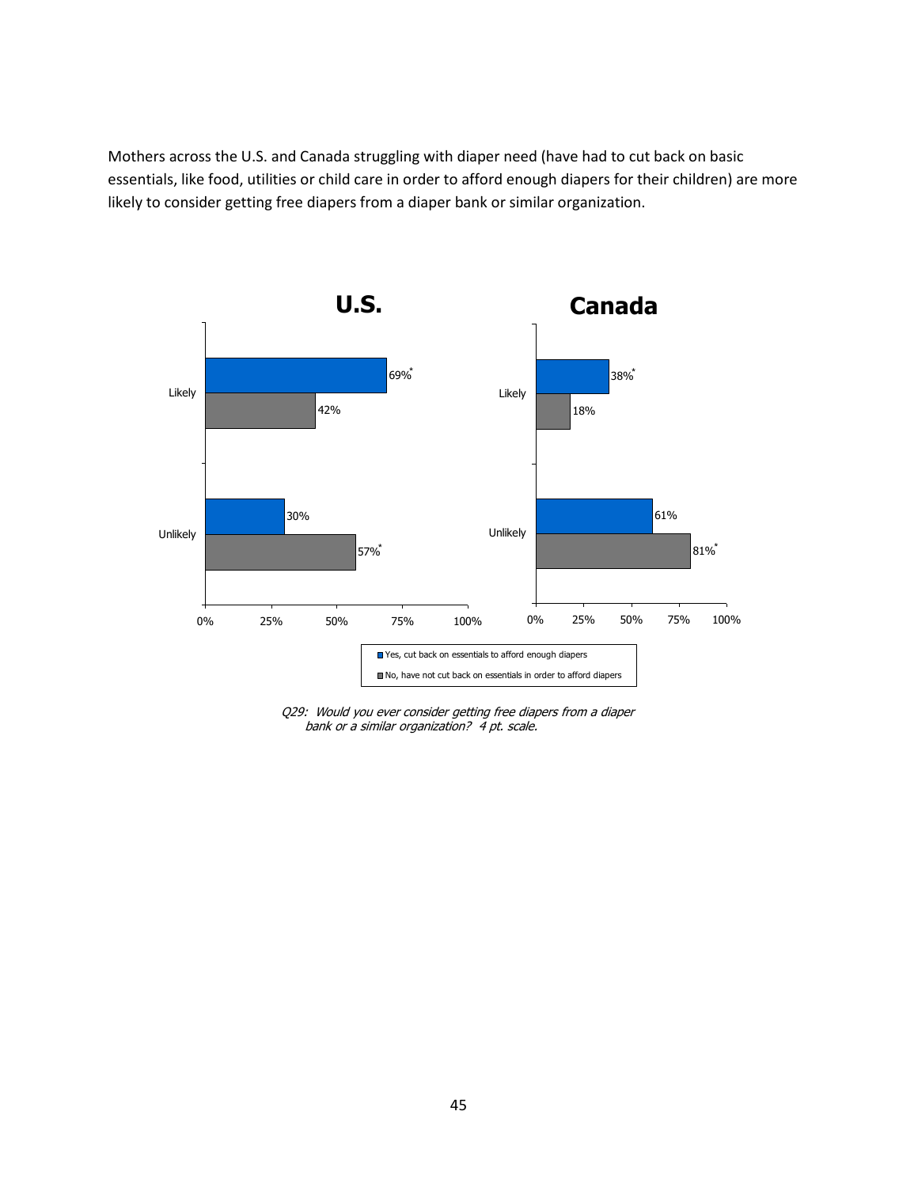Mothers across the U.S. and Canada struggling with diaper need (have had to cut back on basic essentials, like food, utilities or child care in order to afford enough diapers for their children) are more likely to consider getting free diapers from a diaper bank or similar organization.

**U.S.**

| | Yes, cut back on essentials to afford enough diapers | No, have not cut back on essentials in order to afford diapers |
|---|---|---|
| Likely | 69%* | 42% |
| Unlikely | 30% | 57%* |

**Canada**

| | Yes, cut back on essentials to afford enough diapers | No, have not cut back on essentials in order to afford diapers |
|---|---|---|
| Likely | 38%* | 18% |
| Unlikely | 61% | 81%* |

*Q29: Would you ever consider getting free diapers from a diaper bank or a similar organization? 4 pt. scale.*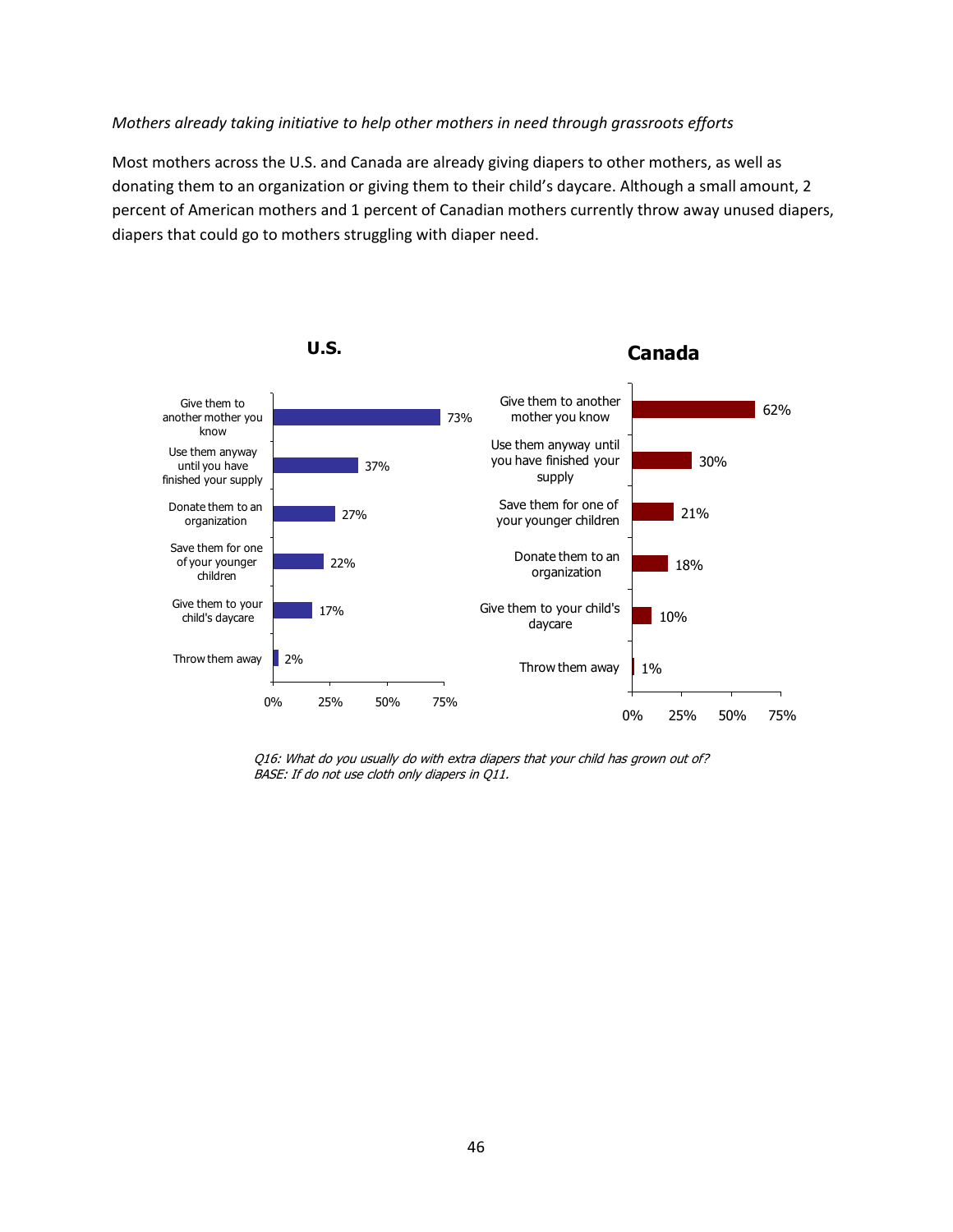*Mothers already taking initiative to help other mothers in need through grassroots efforts*

Most mothers across the U.S. and Canada are already giving diapers to other mothers, as well as donating them to an organization or giving them to their child's daycare. Although a small amount, 2 percent of American mothers and 1 percent of Canadian mothers currently throw away unused diapers, diapers that could go to mothers struggling with diaper need.

**U.S.**

| Response | % |
|---|---|
| Give them to another mother you know | 73% |
| Use them anyway until you have finished your supply | 37% |
| Donate them to an organization | 27% |
| Save them for one of your younger children | 22% |
| Give them to your child's daycare | 17% |
| Throw them away | 2% |

**Canada**

| Response | % |
|---|---|
| Give them to another mother you know | 62% |
| Use them anyway until you have finished your supply | 30% |
| Save them for one of your younger children | 21% |
| Donate them to an organization | 18% |
| Give them to your child's daycare | 10% |
| Throw them away | 1% |

*Q16: What do you usually do with extra diapers that your child has grown out of?*
*BASE: If do not use cloth only diapers in Q11.*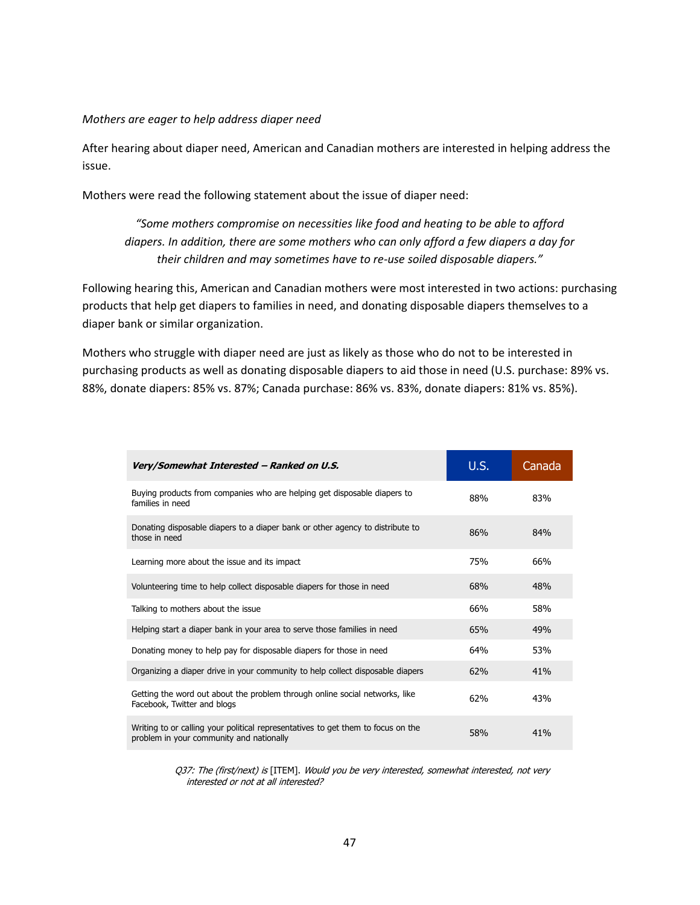*Mothers are eager to help address diaper need*

After hearing about diaper need, American and Canadian mothers are interested in helping address the issue.

Mothers were read the following statement about the issue of diaper need:

> *"Some mothers compromise on necessities like food and heating to be able to afford diapers. In addition, there are some mothers who can only afford a few diapers a day for their children and may sometimes have to re-use soiled disposable diapers."*

Following hearing this, American and Canadian mothers were most interested in two actions: purchasing products that help get diapers to families in need, and donating disposable diapers themselves to a diaper bank or similar organization.

Mothers who struggle with diaper need are just as likely as those who do not to be interested in purchasing products as well as donating disposable diapers to aid those in need (U.S. purchase: 89% vs. 88%, donate diapers: 85% vs. 87%; Canada purchase: 86% vs. 83%, donate diapers: 81% vs. 85%).

| ***Very/Somewhat Interested – Ranked on U.S.*** | U.S. | Canada |
|---|---|---|
| Buying products from companies who are helping get disposable diapers to families in need | 88% | 83% |
| Donating disposable diapers to a diaper bank or other agency to distribute to those in need | 86% | 84% |
| Learning more about the issue and its impact | 75% | 66% |
| Volunteering time to help collect disposable diapers for those in need | 68% | 48% |
| Talking to mothers about the issue | 66% | 58% |
| Helping start a diaper bank in your area to serve those families in need | 65% | 49% |
| Donating money to help pay for disposable diapers for those in need | 64% | 53% |
| Organizing a diaper drive in your community to help collect disposable diapers | 62% | 41% |
| Getting the word out about the problem through online social networks, like Facebook, Twitter and blogs | 62% | 43% |
| Writing to or calling your political representatives to get them to focus on the problem in your community and nationally | 58% | 41% |

*Q37: The (first/next) is* [ITEM]. *Would you be very interested, somewhat interested, not very interested or not at all interested?*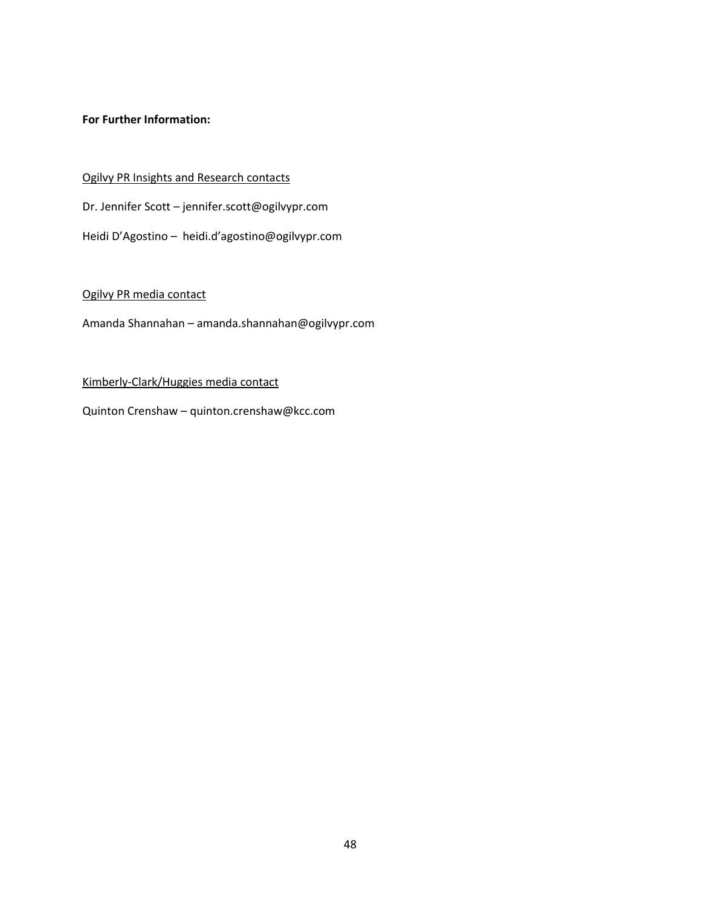**For Further Information:**

Ogilvy PR Insights and Research contacts

Dr. Jennifer Scott – jennifer.scott@ogilvypr.com

Heidi D'Agostino – heidi.d'agostino@ogilvypr.com

Ogilvy PR media contact

Amanda Shannahan – amanda.shannahan@ogilvypr.com

Kimberly-Clark/Huggies media contact

Quinton Crenshaw – quinton.crenshaw@kcc.com